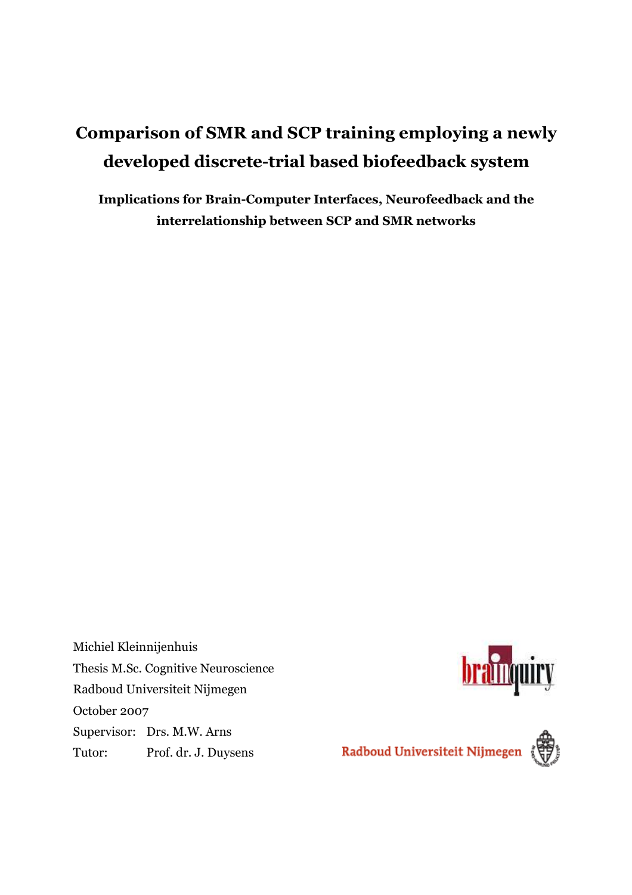# Comparison of SMR and SCP training employing a newly developed discrete-trial based biofeedback system

**Implications for Brain-Computer Interfaces, Neurofeedback and the interrelationship between SCP and SMR networks**

Michiel Kleinnijenhuis
Thesis M.Sc. Cognitive Neuroscience
Radboud Universiteit Nijmegen
October 2007
Supervisor: Drs. M.W. Arns
Tutor: Prof. dr. J. Duysens

brainquiry

Radboud Universiteit Nijmegen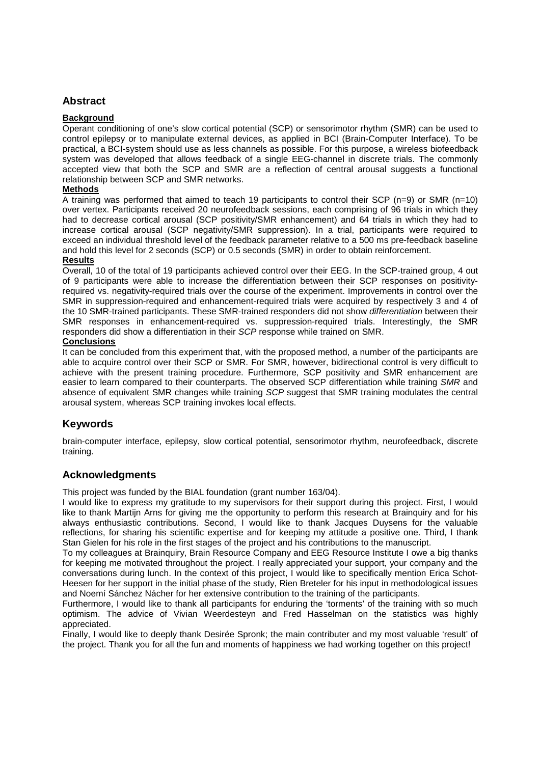## Abstract

**Background**

Operant conditioning of one's slow cortical potential (SCP) or sensorimotor rhythm (SMR) can be used to control epilepsy or to manipulate external devices, as applied in BCI (Brain-Computer Interface). To be practical, a BCI-system should use as less channels as possible. For this purpose, a wireless biofeedback system was developed that allows feedback of a single EEG-channel in discrete trials. The commonly accepted view that both the SCP and SMR are a reflection of central arousal suggests a functional relationship between SCP and SMR networks.

**Methods**

A training was performed that aimed to teach 19 participants to control their SCP (n=9) or SMR (n=10) over vertex. Participants received 20 neurofeedback sessions, each comprising of 96 trials in which they had to decrease cortical arousal (SCP positivity/SMR enhancement) and 64 trials in which they had to increase cortical arousal (SCP negativity/SMR suppression). In a trial, participants were required to exceed an individual threshold level of the feedback parameter relative to a 500 ms pre-feedback baseline and hold this level for 2 seconds (SCP) or 0.5 seconds (SMR) in order to obtain reinforcement.

**Results**

Overall, 10 of the total of 19 participants achieved control over their EEG. In the SCP-trained group, 4 out of 9 participants were able to increase the differentiation between their SCP responses on positivity-required vs. negativity-required trials over the course of the experiment. Improvements in control over the SMR in suppression-required and enhancement-required trials were acquired by respectively 3 and 4 of the 10 SMR-trained participants. These SMR-trained responders did not show *differentiation* between their SMR responses in enhancement-required vs. suppression-required trials. Interestingly, the SMR responders did show a differentiation in their *SCP* response while trained on SMR.

**Conclusions**

It can be concluded from this experiment that, with the proposed method, a number of the participants are able to acquire control over their SCP or SMR. For SMR, however, bidirectional control is very difficult to achieve with the present training procedure. Furthermore, SCP positivity and SMR enhancement are easier to learn compared to their counterparts. The observed SCP differentiation while training *SMR* and absence of equivalent SMR changes while training *SCP* suggest that SMR training modulates the central arousal system, whereas SCP training invokes local effects.

## Keywords

brain-computer interface, epilepsy, slow cortical potential, sensorimotor rhythm, neurofeedback, discrete training.

## Acknowledgments

This project was funded by the BIAL foundation (grant number 163/04).

I would like to express my gratitude to my supervisors for their support during this project. First, I would like to thank Martijn Arns for giving me the opportunity to perform this research at Brainquiry and for his always enthusiastic contributions. Second, I would like to thank Jacques Duysens for the valuable reflections, for sharing his scientific expertise and for keeping my attitude a positive one. Third, I thank Stan Gielen for his role in the first stages of the project and his contributions to the manuscript.

To my colleagues at Brainquiry, Brain Resource Company and EEG Resource Institute I owe a big thanks for keeping me motivated throughout the project. I really appreciated your support, your company and the conversations during lunch. In the context of this project, I would like to specifically mention Erica Schot-Heesen for her support in the initial phase of the study, Rien Breteler for his input in methodological issues and Noemí Sánchez Nácher for her extensive contribution to the training of the participants.

Furthermore, I would like to thank all participants for enduring the 'torments' of the training with so much optimism. The advice of Vivian Weerdesteyn and Fred Hasselman on the statistics was highly appreciated.

Finally, I would like to deeply thank Desirée Spronk; the main contributer and my most valuable 'result' of the project. Thank you for all the fun and moments of happiness we had working together on this project!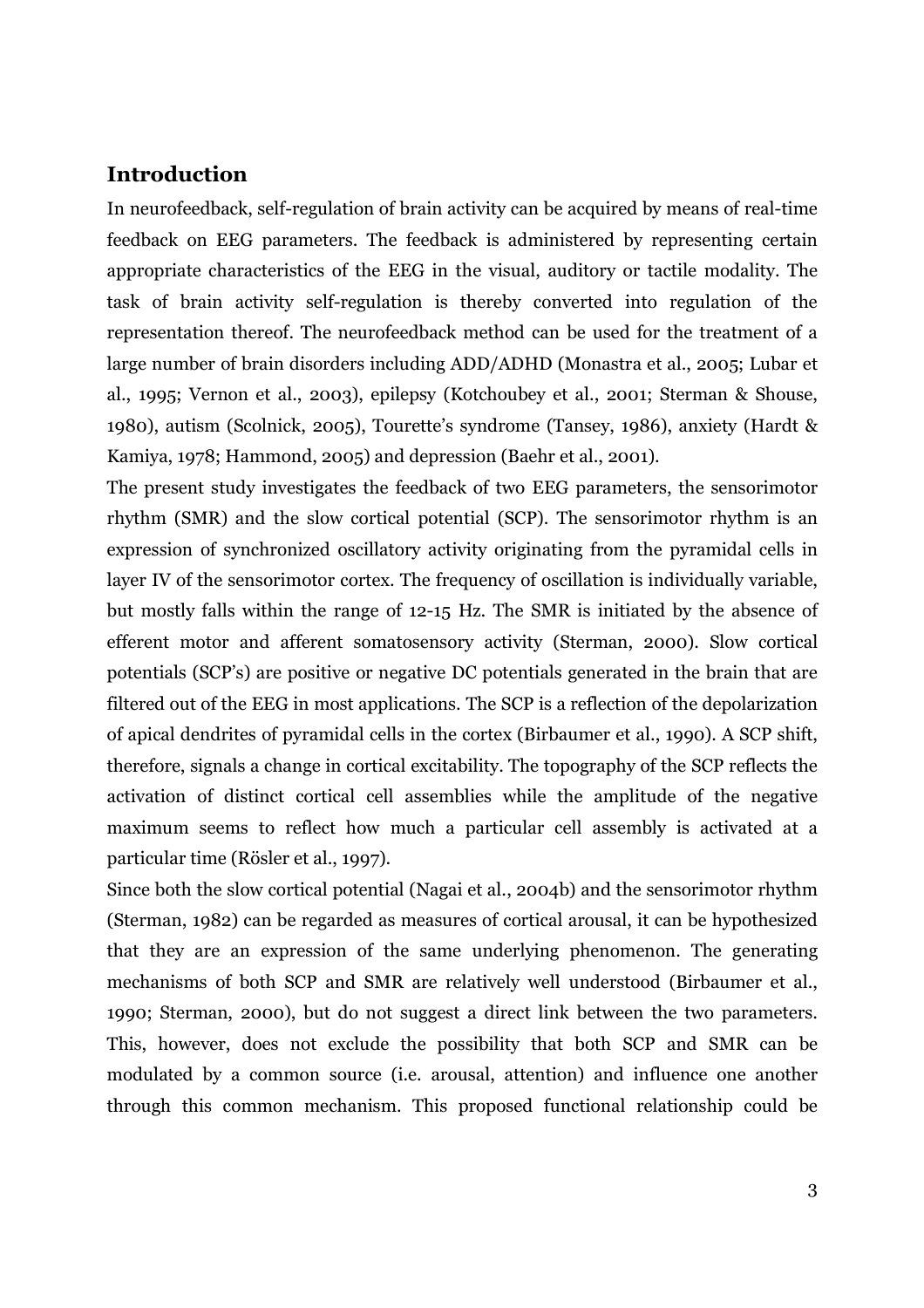## Introduction

In neurofeedback, self-regulation of brain activity can be acquired by means of real-time feedback on EEG parameters. The feedback is administered by representing certain appropriate characteristics of the EEG in the visual, auditory or tactile modality. The task of brain activity self-regulation is thereby converted into regulation of the representation thereof. The neurofeedback method can be used for the treatment of a large number of brain disorders including ADD/ADHD (Monastra et al., 2005; Lubar et al., 1995; Vernon et al., 2003), epilepsy (Kotchoubey et al., 2001; Sterman & Shouse, 1980), autism (Scolnick, 2005), Tourette's syndrome (Tansey, 1986), anxiety (Hardt & Kamiya, 1978; Hammond, 2005) and depression (Baehr et al., 2001).

The present study investigates the feedback of two EEG parameters, the sensorimotor rhythm (SMR) and the slow cortical potential (SCP). The sensorimotor rhythm is an expression of synchronized oscillatory activity originating from the pyramidal cells in layer IV of the sensorimotor cortex. The frequency of oscillation is individually variable, but mostly falls within the range of 12-15 Hz. The SMR is initiated by the absence of efferent motor and afferent somatosensory activity (Sterman, 2000). Slow cortical potentials (SCP's) are positive or negative DC potentials generated in the brain that are filtered out of the EEG in most applications. The SCP is a reflection of the depolarization of apical dendrites of pyramidal cells in the cortex (Birbaumer et al., 1990). A SCP shift, therefore, signals a change in cortical excitability. The topography of the SCP reflects the activation of distinct cortical cell assemblies while the amplitude of the negative maximum seems to reflect how much a particular cell assembly is activated at a particular time (Rösler et al., 1997).

Since both the slow cortical potential (Nagai et al., 2004b) and the sensorimotor rhythm (Sterman, 1982) can be regarded as measures of cortical arousal, it can be hypothesized that they are an expression of the same underlying phenomenon. The generating mechanisms of both SCP and SMR are relatively well understood (Birbaumer et al., 1990; Sterman, 2000), but do not suggest a direct link between the two parameters. This, however, does not exclude the possibility that both SCP and SMR can be modulated by a common source (i.e. arousal, attention) and influence one another through this common mechanism. This proposed functional relationship could be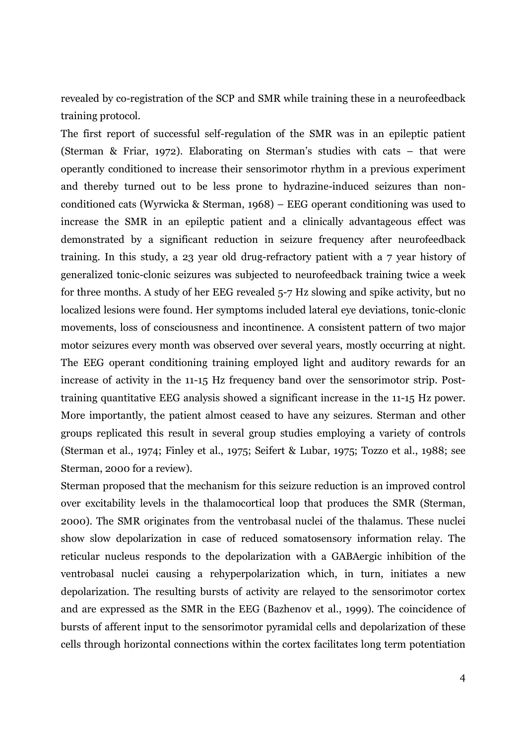revealed by co-registration of the SCP and SMR while training these in a neurofeedback training protocol.

The first report of successful self-regulation of the SMR was in an epileptic patient (Sterman & Friar, 1972). Elaborating on Sterman's studies with cats – that were operantly conditioned to increase their sensorimotor rhythm in a previous experiment and thereby turned out to be less prone to hydrazine-induced seizures than non-conditioned cats (Wyrwicka & Sterman, 1968) – EEG operant conditioning was used to increase the SMR in an epileptic patient and a clinically advantageous effect was demonstrated by a significant reduction in seizure frequency after neurofeedback training. In this study, a 23 year old drug-refractory patient with a 7 year history of generalized tonic-clonic seizures was subjected to neurofeedback training twice a week for three months. A study of her EEG revealed 5-7 Hz slowing and spike activity, but no localized lesions were found. Her symptoms included lateral eye deviations, tonic-clonic movements, loss of consciousness and incontinence. A consistent pattern of two major motor seizures every month was observed over several years, mostly occurring at night. The EEG operant conditioning training employed light and auditory rewards for an increase of activity in the 11-15 Hz frequency band over the sensorimotor strip. Post-training quantitative EEG analysis showed a significant increase in the 11-15 Hz power. More importantly, the patient almost ceased to have any seizures. Sterman and other groups replicated this result in several group studies employing a variety of controls (Sterman et al., 1974; Finley et al., 1975; Seifert & Lubar, 1975; Tozzo et al., 1988; see Sterman, 2000 for a review).

Sterman proposed that the mechanism for this seizure reduction is an improved control over excitability levels in the thalamocortical loop that produces the SMR (Sterman, 2000). The SMR originates from the ventrobasal nuclei of the thalamus. These nuclei show slow depolarization in case of reduced somatosensory information relay. The reticular nucleus responds to the depolarization with a GABAergic inhibition of the ventrobasal nuclei causing a rehyperpolarization which, in turn, initiates a new depolarization. The resulting bursts of activity are relayed to the sensorimotor cortex and are expressed as the SMR in the EEG (Bazhenov et al., 1999). The coincidence of bursts of afferent input to the sensorimotor pyramidal cells and depolarization of these cells through horizontal connections within the cortex facilitates long term potentiation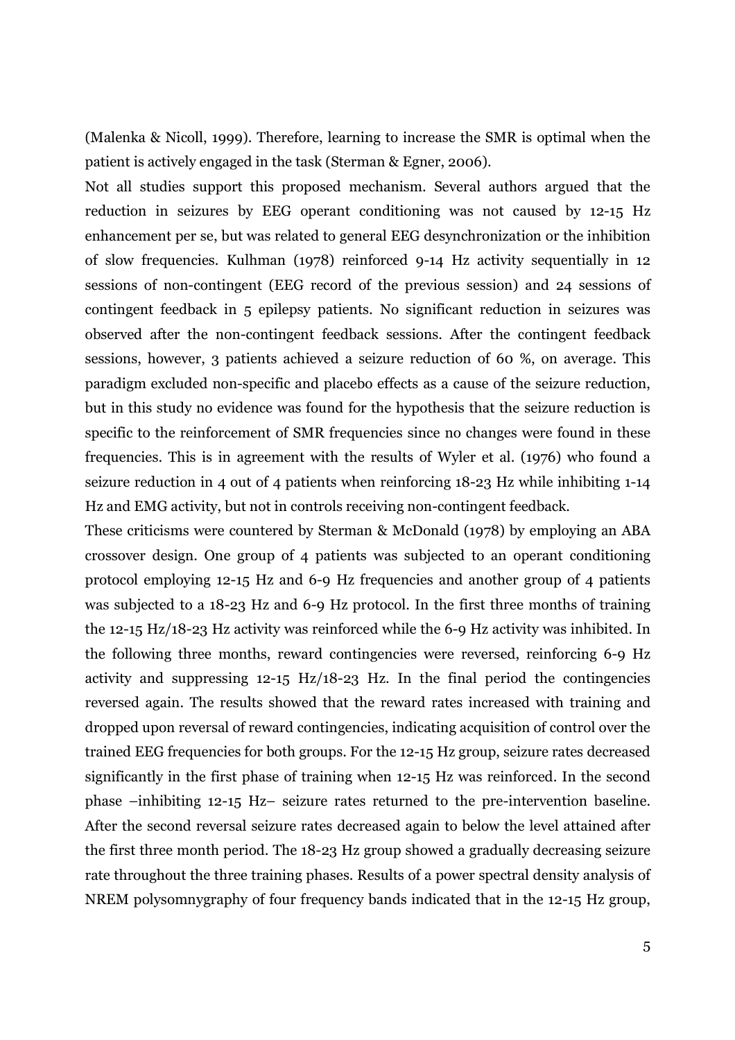(Malenka & Nicoll, 1999). Therefore, learning to increase the SMR is optimal when the patient is actively engaged in the task (Sterman & Egner, 2006).

Not all studies support this proposed mechanism. Several authors argued that the reduction in seizures by EEG operant conditioning was not caused by 12-15 Hz enhancement per se, but was related to general EEG desynchronization or the inhibition of slow frequencies. Kulhman (1978) reinforced 9-14 Hz activity sequentially in 12 sessions of non-contingent (EEG record of the previous session) and 24 sessions of contingent feedback in 5 epilepsy patients. No significant reduction in seizures was observed after the non-contingent feedback sessions. After the contingent feedback sessions, however, 3 patients achieved a seizure reduction of 60 %, on average. This paradigm excluded non-specific and placebo effects as a cause of the seizure reduction, but in this study no evidence was found for the hypothesis that the seizure reduction is specific to the reinforcement of SMR frequencies since no changes were found in these frequencies. This is in agreement with the results of Wyler et al. (1976) who found a seizure reduction in 4 out of 4 patients when reinforcing 18-23 Hz while inhibiting 1-14 Hz and EMG activity, but not in controls receiving non-contingent feedback.

These criticisms were countered by Sterman & McDonald (1978) by employing an ABA crossover design. One group of 4 patients was subjected to an operant conditioning protocol employing 12-15 Hz and 6-9 Hz frequencies and another group of 4 patients was subjected to a 18-23 Hz and 6-9 Hz protocol. In the first three months of training the 12-15 Hz/18-23 Hz activity was reinforced while the 6-9 Hz activity was inhibited. In the following three months, reward contingencies were reversed, reinforcing 6-9 Hz activity and suppressing 12-15 Hz/18-23 Hz. In the final period the contingencies reversed again. The results showed that the reward rates increased with training and dropped upon reversal of reward contingencies, indicating acquisition of control over the trained EEG frequencies for both groups. For the 12-15 Hz group, seizure rates decreased significantly in the first phase of training when 12-15 Hz was reinforced. In the second phase –inhibiting 12-15 Hz– seizure rates returned to the pre-intervention baseline. After the second reversal seizure rates decreased again to below the level attained after the first three month period. The 18-23 Hz group showed a gradually decreasing seizure rate throughout the three training phases. Results of a power spectral density analysis of NREM polysomnygraphy of four frequency bands indicated that in the 12-15 Hz group,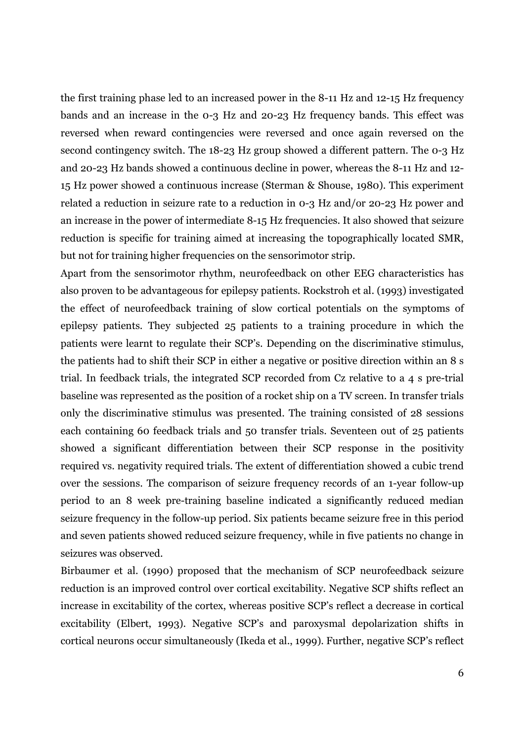the first training phase led to an increased power in the 8-11 Hz and 12-15 Hz frequency bands and an increase in the 0-3 Hz and 20-23 Hz frequency bands. This effect was reversed when reward contingencies were reversed and once again reversed on the second contingency switch. The 18-23 Hz group showed a different pattern. The 0-3 Hz and 20-23 Hz bands showed a continuous decline in power, whereas the 8-11 Hz and 12-15 Hz power showed a continuous increase (Sterman & Shouse, 1980). This experiment related a reduction in seizure rate to a reduction in 0-3 Hz and/or 20-23 Hz power and an increase in the power of intermediate 8-15 Hz frequencies. It also showed that seizure reduction is specific for training aimed at increasing the topographically located SMR, but not for training higher frequencies on the sensorimotor strip.

Apart from the sensorimotor rhythm, neurofeedback on other EEG characteristics has also proven to be advantageous for epilepsy patients. Rockstroh et al. (1993) investigated the effect of neurofeedback training of slow cortical potentials on the symptoms of epilepsy patients. They subjected 25 patients to a training procedure in which the patients were learnt to regulate their SCP's. Depending on the discriminative stimulus, the patients had to shift their SCP in either a negative or positive direction within an 8 s trial. In feedback trials, the integrated SCP recorded from Cz relative to a 4 s pre-trial baseline was represented as the position of a rocket ship on a TV screen. In transfer trials only the discriminative stimulus was presented. The training consisted of 28 sessions each containing 60 feedback trials and 50 transfer trials. Seventeen out of 25 patients showed a significant differentiation between their SCP response in the positivity required vs. negativity required trials. The extent of differentiation showed a cubic trend over the sessions. The comparison of seizure frequency records of an 1-year follow-up period to an 8 week pre-training baseline indicated a significantly reduced median seizure frequency in the follow-up period. Six patients became seizure free in this period and seven patients showed reduced seizure frequency, while in five patients no change in seizures was observed.

Birbaumer et al. (1990) proposed that the mechanism of SCP neurofeedback seizure reduction is an improved control over cortical excitability. Negative SCP shifts reflect an increase in excitability of the cortex, whereas positive SCP's reflect a decrease in cortical excitability (Elbert, 1993). Negative SCP's and paroxysmal depolarization shifts in cortical neurons occur simultaneously (Ikeda et al., 1999). Further, negative SCP's reflect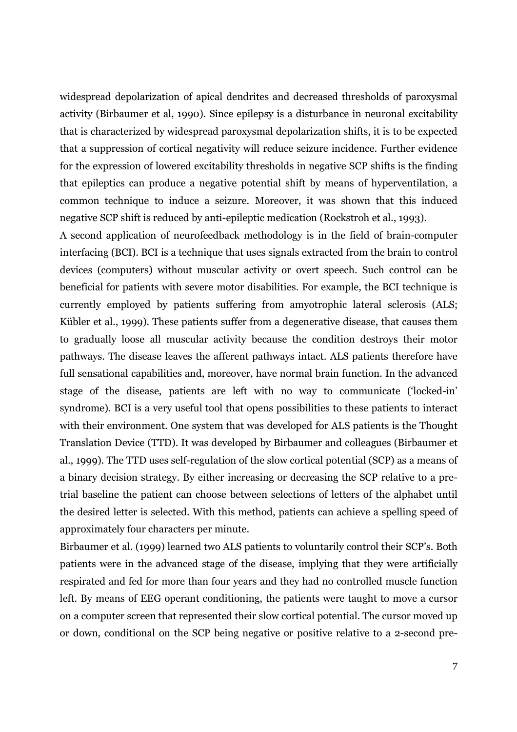widespread depolarization of apical dendrites and decreased thresholds of paroxysmal activity (Birbaumer et al, 1990). Since epilepsy is a disturbance in neuronal excitability that is characterized by widespread paroxysmal depolarization shifts, it is to be expected that a suppression of cortical negativity will reduce seizure incidence. Further evidence for the expression of lowered excitability thresholds in negative SCP shifts is the finding that epileptics can produce a negative potential shift by means of hyperventilation, a common technique to induce a seizure. Moreover, it was shown that this induced negative SCP shift is reduced by anti-epileptic medication (Rockstroh et al., 1993).

A second application of neurofeedback methodology is in the field of brain-computer interfacing (BCI). BCI is a technique that uses signals extracted from the brain to control devices (computers) without muscular activity or overt speech. Such control can be beneficial for patients with severe motor disabilities. For example, the BCI technique is currently employed by patients suffering from amyotrophic lateral sclerosis (ALS; Kübler et al., 1999). These patients suffer from a degenerative disease, that causes them to gradually loose all muscular activity because the condition destroys their motor pathways. The disease leaves the afferent pathways intact. ALS patients therefore have full sensational capabilities and, moreover, have normal brain function. In the advanced stage of the disease, patients are left with no way to communicate ('locked-in' syndrome). BCI is a very useful tool that opens possibilities to these patients to interact with their environment. One system that was developed for ALS patients is the Thought Translation Device (TTD). It was developed by Birbaumer and colleagues (Birbaumer et al., 1999). The TTD uses self-regulation of the slow cortical potential (SCP) as a means of a binary decision strategy. By either increasing or decreasing the SCP relative to a pre-trial baseline the patient can choose between selections of letters of the alphabet until the desired letter is selected. With this method, patients can achieve a spelling speed of approximately four characters per minute.

Birbaumer et al. (1999) learned two ALS patients to voluntarily control their SCP's. Both patients were in the advanced stage of the disease, implying that they were artificially respirated and fed for more than four years and they had no controlled muscle function left. By means of EEG operant conditioning, the patients were taught to move a cursor on a computer screen that represented their slow cortical potential. The cursor moved up or down, conditional on the SCP being negative or positive relative to a 2-second pre-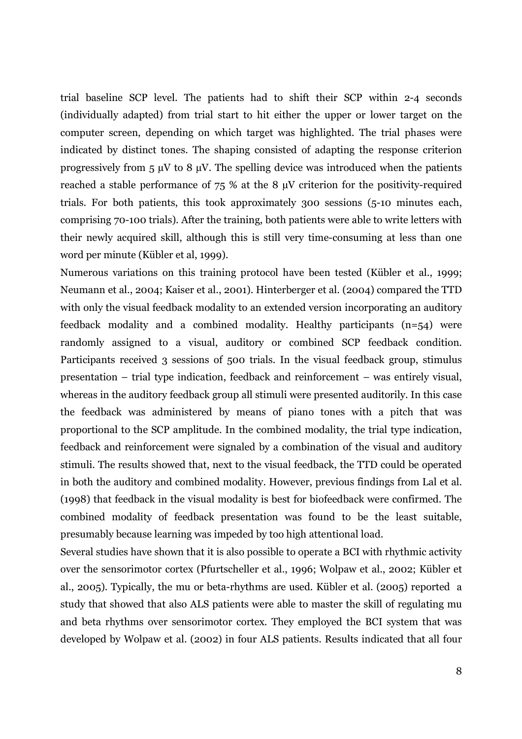trial baseline SCP level. The patients had to shift their SCP within 2-4 seconds (individually adapted) from trial start to hit either the upper or lower target on the computer screen, depending on which target was highlighted. The trial phases were indicated by distinct tones. The shaping consisted of adapting the response criterion progressively from 5 μV to 8 μV. The spelling device was introduced when the patients reached a stable performance of 75 % at the 8 μV criterion for the positivity-required trials. For both patients, this took approximately 300 sessions (5-10 minutes each, comprising 70-100 trials). After the training, both patients were able to write letters with their newly acquired skill, although this is still very time-consuming at less than one word per minute (Kübler et al, 1999).

Numerous variations on this training protocol have been tested (Kübler et al., 1999; Neumann et al., 2004; Kaiser et al., 2001). Hinterberger et al. (2004) compared the TTD with only the visual feedback modality to an extended version incorporating an auditory feedback modality and a combined modality. Healthy participants (n=54) were randomly assigned to a visual, auditory or combined SCP feedback condition. Participants received 3 sessions of 500 trials. In the visual feedback group, stimulus presentation – trial type indication, feedback and reinforcement – was entirely visual, whereas in the auditory feedback group all stimuli were presented auditorily. In this case the feedback was administered by means of piano tones with a pitch that was proportional to the SCP amplitude. In the combined modality, the trial type indication, feedback and reinforcement were signaled by a combination of the visual and auditory stimuli. The results showed that, next to the visual feedback, the TTD could be operated in both the auditory and combined modality. However, previous findings from Lal et al. (1998) that feedback in the visual modality is best for biofeedback were confirmed. The combined modality of feedback presentation was found to be the least suitable, presumably because learning was impeded by too high attentional load.

Several studies have shown that it is also possible to operate a BCI with rhythmic activity over the sensorimotor cortex (Pfurtscheller et al., 1996; Wolpaw et al., 2002; Kübler et al., 2005). Typically, the mu or beta-rhythms are used. Kübler et al. (2005) reported a study that showed that also ALS patients were able to master the skill of regulating mu and beta rhythms over sensorimotor cortex. They employed the BCI system that was developed by Wolpaw et al. (2002) in four ALS patients. Results indicated that all four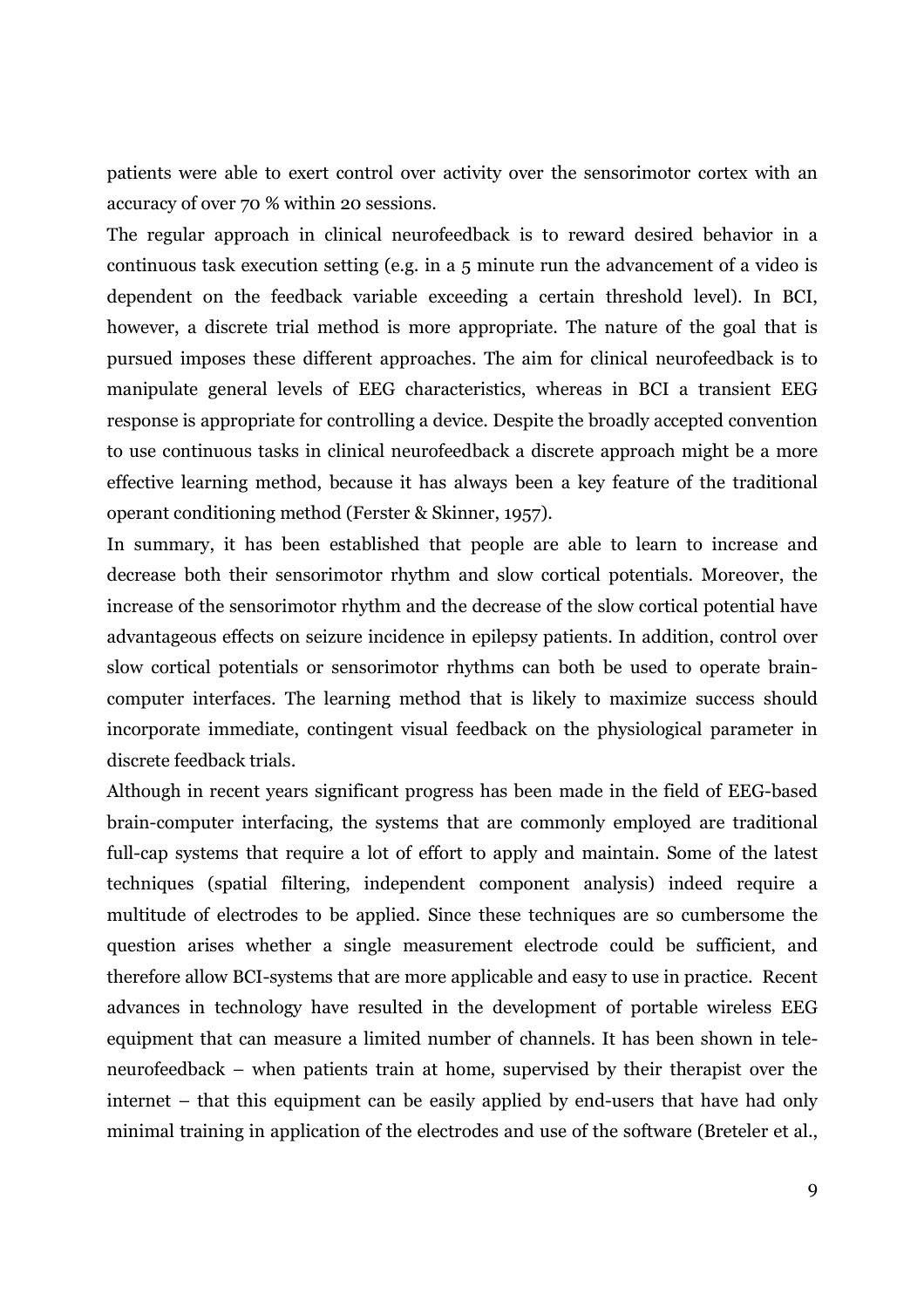patients were able to exert control over activity over the sensorimotor cortex with an accuracy of over 70 % within 20 sessions.

The regular approach in clinical neurofeedback is to reward desired behavior in a continuous task execution setting (e.g. in a 5 minute run the advancement of a video is dependent on the feedback variable exceeding a certain threshold level). In BCI, however, a discrete trial method is more appropriate. The nature of the goal that is pursued imposes these different approaches. The aim for clinical neurofeedback is to manipulate general levels of EEG characteristics, whereas in BCI a transient EEG response is appropriate for controlling a device. Despite the broadly accepted convention to use continuous tasks in clinical neurofeedback a discrete approach might be a more effective learning method, because it has always been a key feature of the traditional operant conditioning method (Ferster & Skinner, 1957).

In summary, it has been established that people are able to learn to increase and decrease both their sensorimotor rhythm and slow cortical potentials. Moreover, the increase of the sensorimotor rhythm and the decrease of the slow cortical potential have advantageous effects on seizure incidence in epilepsy patients. In addition, control over slow cortical potentials or sensorimotor rhythms can both be used to operate brain-computer interfaces. The learning method that is likely to maximize success should incorporate immediate, contingent visual feedback on the physiological parameter in discrete feedback trials.

Although in recent years significant progress has been made in the field of EEG-based brain-computer interfacing, the systems that are commonly employed are traditional full-cap systems that require a lot of effort to apply and maintain. Some of the latest techniques (spatial filtering, independent component analysis) indeed require a multitude of electrodes to be applied. Since these techniques are so cumbersome the question arises whether a single measurement electrode could be sufficient, and therefore allow BCI-systems that are more applicable and easy to use in practice. Recent advances in technology have resulted in the development of portable wireless EEG equipment that can measure a limited number of channels. It has been shown in tele-neurofeedback – when patients train at home, supervised by their therapist over the internet – that this equipment can be easily applied by end-users that have had only minimal training in application of the electrodes and use of the software (Breteler et al.,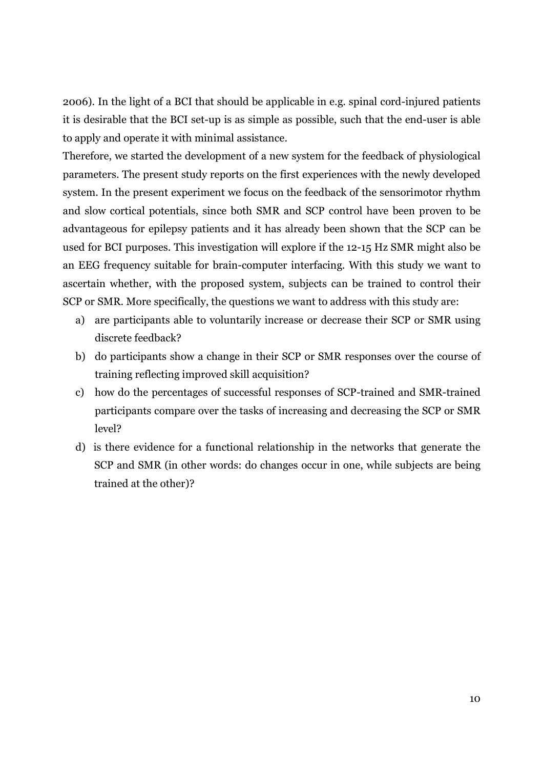2006). In the light of a BCI that should be applicable in e.g. spinal cord-injured patients it is desirable that the BCI set-up is as simple as possible, such that the end-user is able to apply and operate it with minimal assistance.

Therefore, we started the development of a new system for the feedback of physiological parameters. The present study reports on the first experiences with the newly developed system. In the present experiment we focus on the feedback of the sensorimotor rhythm and slow cortical potentials, since both SMR and SCP control have been proven to be advantageous for epilepsy patients and it has already been shown that the SCP can be used for BCI purposes. This investigation will explore if the 12-15 Hz SMR might also be an EEG frequency suitable for brain-computer interfacing. With this study we want to ascertain whether, with the proposed system, subjects can be trained to control their SCP or SMR. More specifically, the questions we want to address with this study are:

a) are participants able to voluntarily increase or decrease their SCP or SMR using discrete feedback?
b) do participants show a change in their SCP or SMR responses over the course of training reflecting improved skill acquisition?
c) how do the percentages of successful responses of SCP-trained and SMR-trained participants compare over the tasks of increasing and decreasing the SCP or SMR level?
d) is there evidence for a functional relationship in the networks that generate the SCP and SMR (in other words: do changes occur in one, while subjects are being trained at the other)?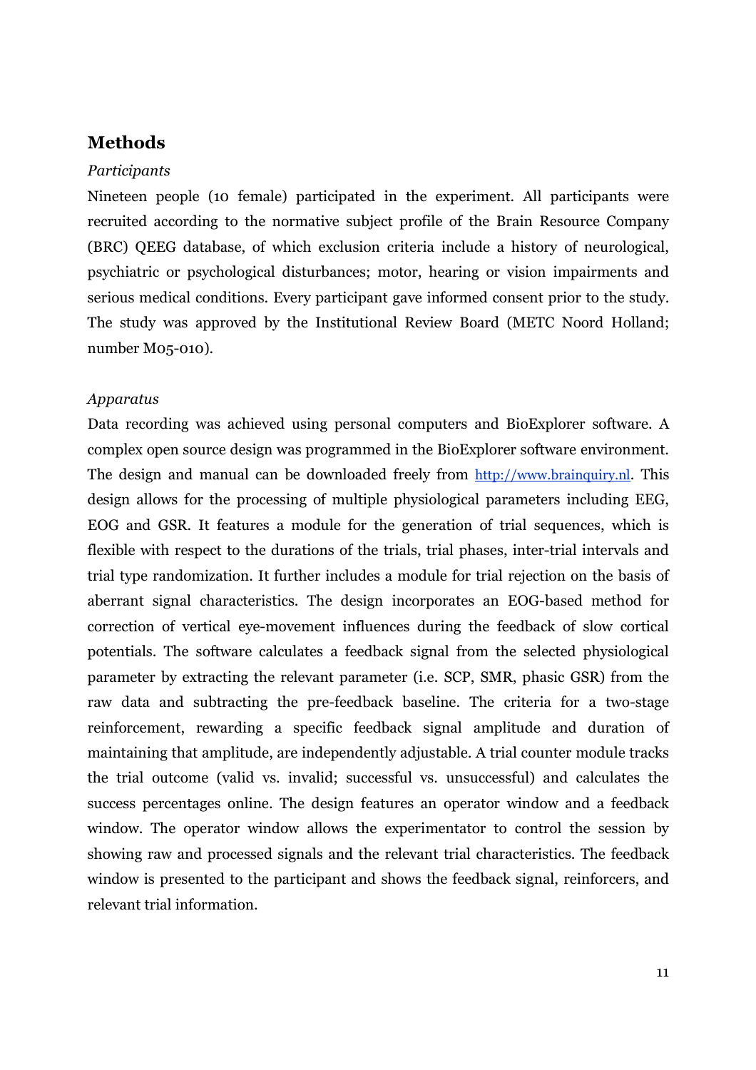# Methods

*Participants*

Nineteen people (10 female) participated in the experiment. All participants were recruited according to the normative subject profile of the Brain Resource Company (BRC) QEEG database, of which exclusion criteria include a history of neurological, psychiatric or psychological disturbances; motor, hearing or vision impairments and serious medical conditions. Every participant gave informed consent prior to the study. The study was approved by the Institutional Review Board (METC Noord Holland; number M05-010).

*Apparatus*

Data recording was achieved using personal computers and BioExplorer software. A complex open source design was programmed in the BioExplorer software environment. The design and manual can be downloaded freely from [http://www.brainquiry.nl](http://www.brainquiry.nl). This design allows for the processing of multiple physiological parameters including EEG, EOG and GSR. It features a module for the generation of trial sequences, which is flexible with respect to the durations of the trials, trial phases, inter-trial intervals and trial type randomization. It further includes a module for trial rejection on the basis of aberrant signal characteristics. The design incorporates an EOG-based method for correction of vertical eye-movement influences during the feedback of slow cortical potentials. The software calculates a feedback signal from the selected physiological parameter by extracting the relevant parameter (i.e. SCP, SMR, phasic GSR) from the raw data and subtracting the pre-feedback baseline. The criteria for a two-stage reinforcement, rewarding a specific feedback signal amplitude and duration of maintaining that amplitude, are independently adjustable. A trial counter module tracks the trial outcome (valid vs. invalid; successful vs. unsuccessful) and calculates the success percentages online. The design features an operator window and a feedback window. The operator window allows the experimentator to control the session by showing raw and processed signals and the relevant trial characteristics. The feedback window is presented to the participant and shows the feedback signal, reinforcers, and relevant trial information.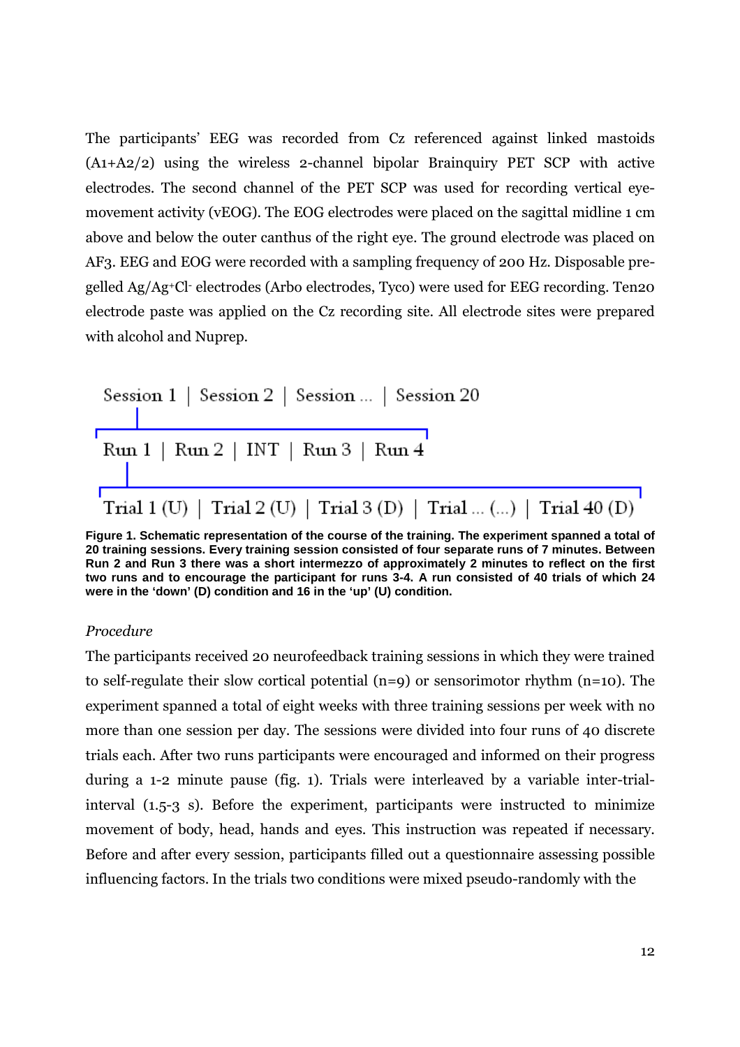The participants' EEG was recorded from Cz referenced against linked mastoids (A1+A2/2) using the wireless 2-channel bipolar Brainquiry PET SCP with active electrodes. The second channel of the PET SCP was used for recording vertical eye-movement activity (vEOG). The EOG electrodes were placed on the sagittal midline 1 cm above and below the outer canthus of the right eye. The ground electrode was placed on AF3. EEG and EOG were recorded with a sampling frequency of 200 Hz. Disposable pre-gelled $Ag/Ag^{+}Cl^{-}$ electrodes (Arbo electrodes, Tyco) were used for EEG recording. Ten20 electrode paste was applied on the Cz recording site. All electrode sites were prepared with alcohol and Nuprep.

Session 1 | Session 2 | Session ... | Session 20

Run 1 | Run 2 | INT | Run 3 | Run 4

Trial 1 (U) | Trial 2 (U) | Trial 3 (D) | Trial ... (...) | Trial 40 (D)

**Figure 1. Schematic representation of the course of the training. The experiment spanned a total of 20 training sessions. Every training session consisted of four separate runs of 7 minutes. Between Run 2 and Run 3 there was a short intermezzo of approximately 2 minutes to reflect on the first two runs and to encourage the participant for runs 3-4. A run consisted of 40 trials of which 24 were in the 'down' (D) condition and 16 in the 'up' (U) condition.**

*Procedure*

The participants received 20 neurofeedback training sessions in which they were trained to self-regulate their slow cortical potential (n=9) or sensorimotor rhythm (n=10). The experiment spanned a total of eight weeks with three training sessions per week with no more than one session per day. The sessions were divided into four runs of 40 discrete trials each. After two runs participants were encouraged and informed on their progress during a 1-2 minute pause (fig. 1). Trials were interleaved by a variable inter-trial-interval (1.5-3 s). Before the experiment, participants were instructed to minimize movement of body, head, hands and eyes. This instruction was repeated if necessary. Before and after every session, participants filled out a questionnaire assessing possible influencing factors. In the trials two conditions were mixed pseudo-randomly with the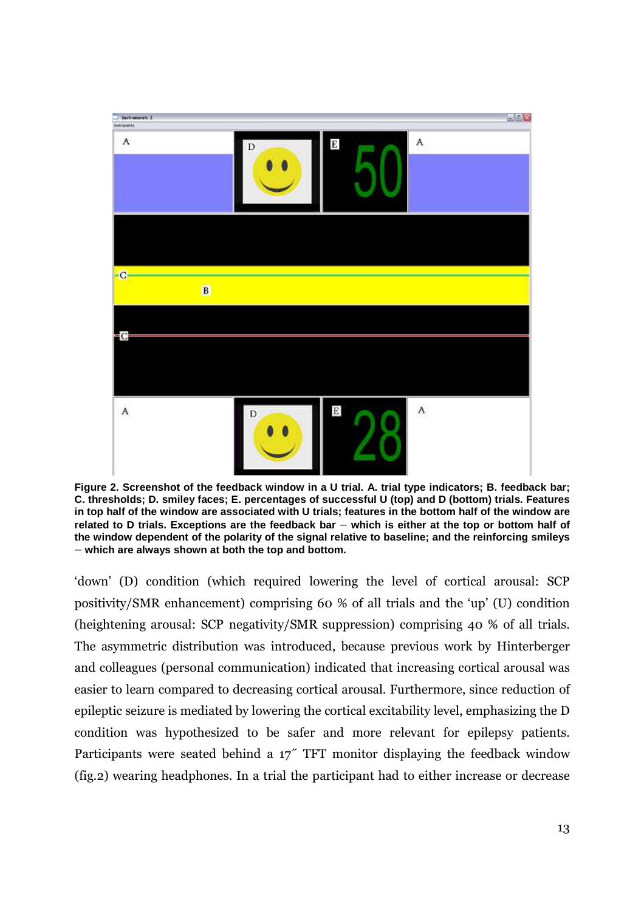**Figure 2. Screenshot of the feedback window in a U trial. A. trial type indicators; B. feedback bar; C. thresholds; D. smiley faces; E. percentages of successful U (top) and D (bottom) trials. Features in top half of the window are associated with U trials; features in the bottom half of the window are related to D trials. Exceptions are the feedback bar – which is either at the top or bottom half of the window dependent of the polarity of the signal relative to baseline; and the reinforcing smileys – which are always shown at both the top and bottom.**

'down' (D) condition (which required lowering the level of cortical arousal: SCP positivity/SMR enhancement) comprising 60 % of all trials and the 'up' (U) condition (heightening arousal: SCP negativity/SMR suppression) comprising 40 % of all trials. The asymmetric distribution was introduced, because previous work by Hinterberger and colleagues (personal communication) indicated that increasing cortical arousal was easier to learn compared to decreasing cortical arousal. Furthermore, since reduction of epileptic seizure is mediated by lowering the cortical excitability level, emphasizing the D condition was hypothesized to be safer and more relevant for epilepsy patients. Participants were seated behind a 17″ TFT monitor displaying the feedback window (fig.2) wearing headphones. In a trial the participant had to either increase or decrease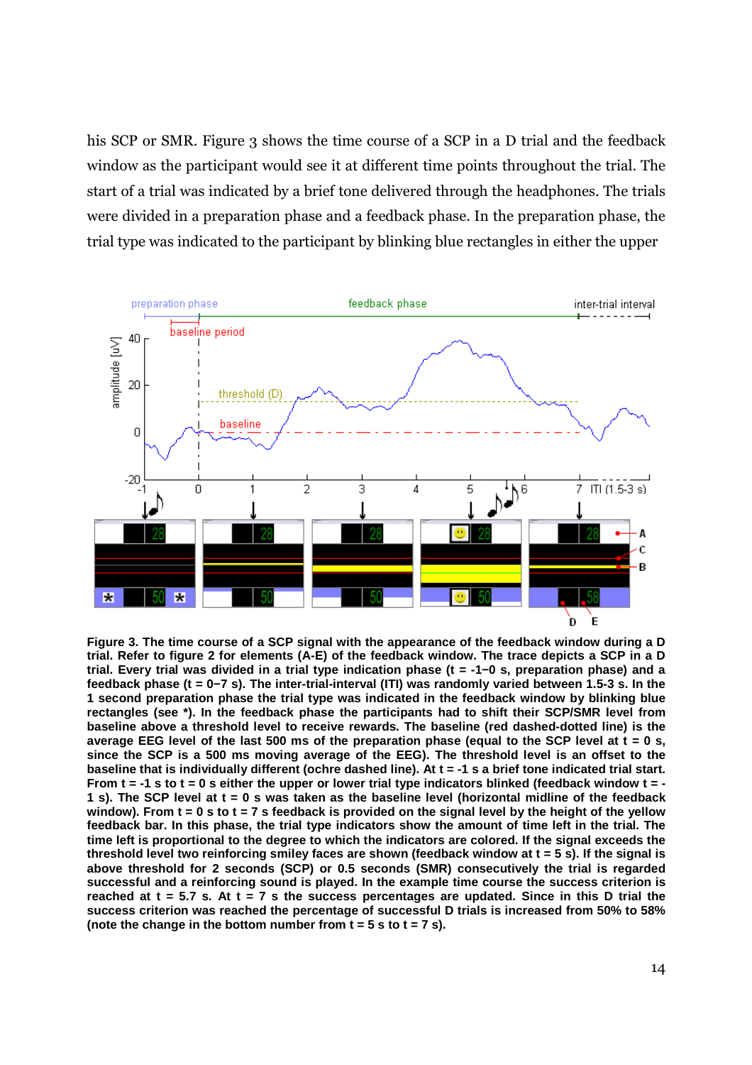his SCP or SMR. Figure 3 shows the time course of a SCP in a D trial and the feedback window as the participant would see it at different time points throughout the trial. The start of a trial was indicated by a brief tone delivered through the headphones. The trials were divided in a preparation phase and a feedback phase. In the preparation phase, the trial type was indicated to the participant by blinking blue rectangles in either the upper

**Figure 3. The time course of a SCP signal with the appearance of the feedback window during a D trial. Refer to figure 2 for elements (A-E) of the feedback window. The trace depicts a SCP in a D trial. Every trial was divided in a trial type indication phase (t = -1–0 s, preparation phase) and a feedback phase (t = 0–7 s). The inter-trial-interval (ITI) was randomly varied between 1.5-3 s. In the 1 second preparation phase the trial type was indicated in the feedback window by blinking blue rectangles (see *). In the feedback phase the participants had to shift their SCP/SMR level from baseline above a threshold level to receive rewards. The baseline (red dashed-dotted line) is the average EEG level of the last 500 ms of the preparation phase (equal to the SCP level at t = 0 s, since the SCP is a 500 ms moving average of the EEG). The threshold level is an offset to the baseline that is individually different (ochre dashed line). At t = -1 s a brief tone indicated trial start. From t = -1 s to t = 0 s either the upper or lower trial type indicators blinked (feedback window t = -1 s). The SCP level at t = 0 s was taken as the baseline level (horizontal midline of the feedback window). From t = 0 s to t = 7 s feedback is provided on the signal level by the height of the yellow feedback bar. In this phase, the trial type indicators show the amount of time left in the trial. The time left is proportional to the degree to which the indicators are colored. If the signal exceeds the threshold level two reinforcing smiley faces are shown (feedback window at t = 5 s). If the signal is above threshold for 2 seconds (SCP) or 0.5 seconds (SMR) consecutively the trial is regarded successful and a reinforcing sound is played. In the example time course the success criterion is reached at t = 5.7 s. At t = 7 s the success percentages are updated. Since in this D trial the success criterion was reached the percentage of successful D trials is increased from 50% to 58% (note the change in the bottom number from t = 5 s to t = 7 s).**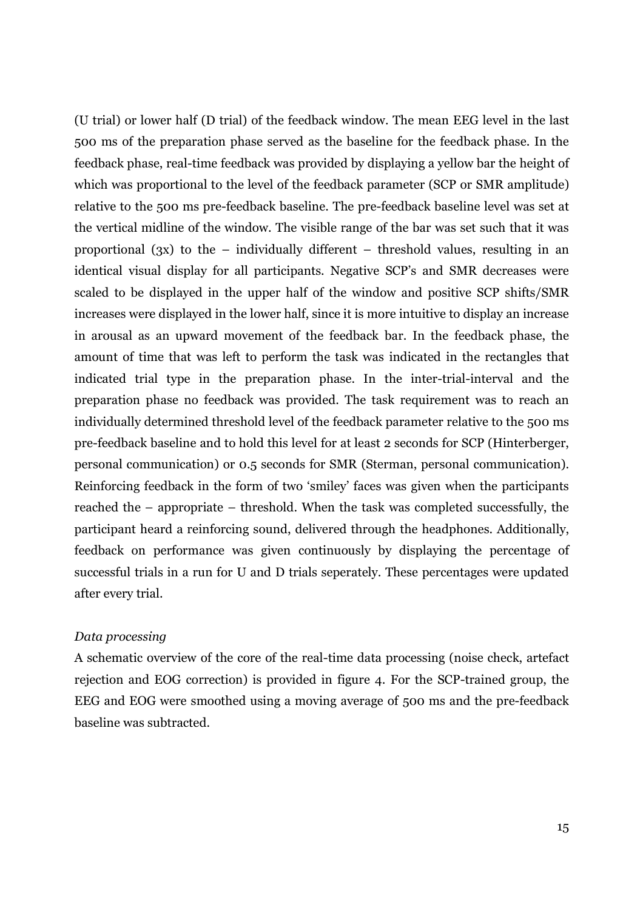(U trial) or lower half (D trial) of the feedback window. The mean EEG level in the last 500 ms of the preparation phase served as the baseline for the feedback phase. In the feedback phase, real-time feedback was provided by displaying a yellow bar the height of which was proportional to the level of the feedback parameter (SCP or SMR amplitude) relative to the 500 ms pre-feedback baseline. The pre-feedback baseline level was set at the vertical midline of the window. The visible range of the bar was set such that it was proportional (3x) to the – individually different – threshold values, resulting in an identical visual display for all participants. Negative SCP's and SMR decreases were scaled to be displayed in the upper half of the window and positive SCP shifts/SMR increases were displayed in the lower half, since it is more intuitive to display an increase in arousal as an upward movement of the feedback bar. In the feedback phase, the amount of time that was left to perform the task was indicated in the rectangles that indicated trial type in the preparation phase. In the inter-trial-interval and the preparation phase no feedback was provided. The task requirement was to reach an individually determined threshold level of the feedback parameter relative to the 500 ms pre-feedback baseline and to hold this level for at least 2 seconds for SCP (Hinterberger, personal communication) or 0.5 seconds for SMR (Sterman, personal communication). Reinforcing feedback in the form of two 'smiley' faces was given when the participants reached the – appropriate – threshold. When the task was completed successfully, the participant heard a reinforcing sound, delivered through the headphones. Additionally, feedback on performance was given continuously by displaying the percentage of successful trials in a run for U and D trials seperately. These percentages were updated after every trial.

*Data processing*

A schematic overview of the core of the real-time data processing (noise check, artefact rejection and EOG correction) is provided in figure 4. For the SCP-trained group, the EEG and EOG were smoothed using a moving average of 500 ms and the pre-feedback baseline was subtracted.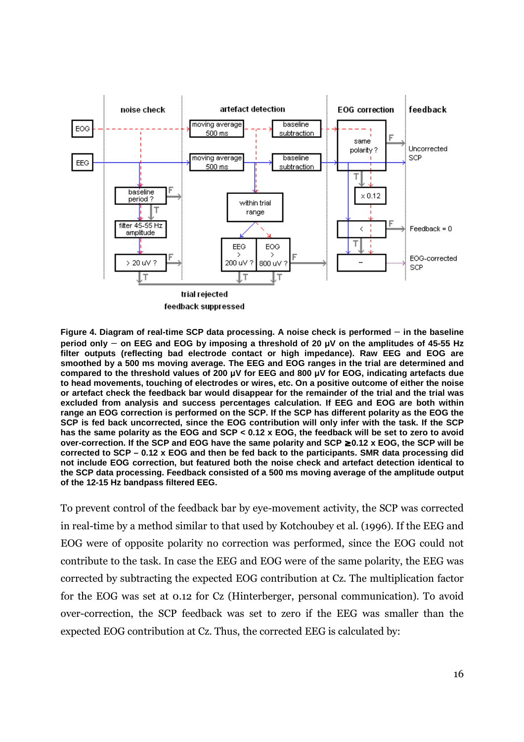**Figure 4. Diagram of real-time SCP data processing. A noise check is performed – in the baseline period only – on EEG and EOG by imposing a threshold of 20 µV on the amplitudes of 45-55 Hz filter outputs (reflecting bad electrode contact or high impedance). Raw EEG and EOG are smoothed by a 500 ms moving average. The EEG and EOG ranges in the trial are determined and compared to the threshold values of 200 µV for EEG and 800 µV for EOG, indicating artefacts due to head movements, touching of electrodes or wires, etc. On a positive outcome of either the noise or artefact check the feedback bar would disappear for the remainder of the trial and the trial was excluded from analysis and success percentages calculation. If EEG and EOG are both within range an EOG correction is performed on the SCP. If the SCP has different polarity as the EOG the SCP is fed back uncorrected, since the EOG contribution will only infer with the task. If the SCP has the same polarity as the EOG and SCP < 0.12 x EOG, the feedback will be set to zero to avoid over-correction. If the SCP and EOG have the same polarity and SCP ≥0.12 x EOG, the SCP will be corrected to SCP – 0.12 x EOG and then be fed back to the participants. SMR data processing did not include EOG correction, but featured both the noise check and artefact detection identical to the SCP data processing. Feedback consisted of a 500 ms moving average of the amplitude output of the 12-15 Hz bandpass filtered EEG.**

To prevent control of the feedback bar by eye-movement activity, the SCP was corrected in real-time by a method similar to that used by Kotchoubey et al. (1996). If the EEG and EOG were of opposite polarity no correction was performed, since the EOG could not contribute to the task. In case the EEG and EOG were of the same polarity, the EEG was corrected by subtracting the expected EOG contribution at Cz. The multiplication factor for the EOG was set at 0.12 for Cz (Hinterberger, personal communication). To avoid over-correction, the SCP feedback was set to zero if the EEG was smaller than the expected EOG contribution at Cz. Thus, the corrected EEG is calculated by: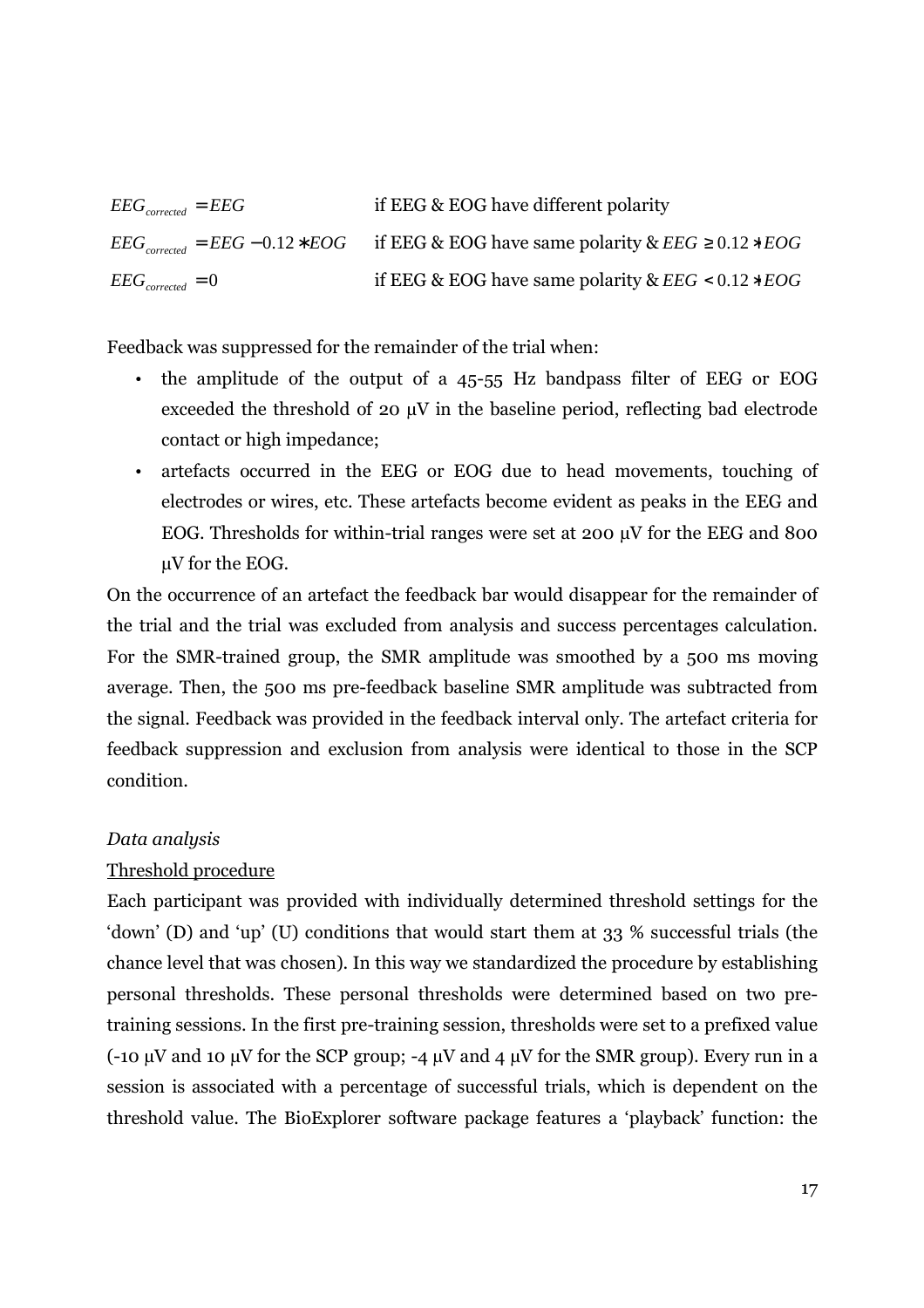$$EEG_{corrected} = EEG \quad \text{if EEG \& EOG have different polarity}$$

$$EEG_{corrected} = EEG - 0.12 * EOG \quad \text{if EEG \& EOG have same polarity \&} \ EEG \geq 0.12 * EOG$$

$$EEG_{corrected} = 0 \quad \text{if EEG \& EOG have same polarity \&} \ EEG < 0.12 * EOG$$

Feedback was suppressed for the remainder of the trial when:

- the amplitude of the output of a 45-55 Hz bandpass filter of EEG or EOG exceeded the threshold of 20 µV in the baseline period, reflecting bad electrode contact or high impedance;
- artefacts occurred in the EEG or EOG due to head movements, touching of electrodes or wires, etc. These artefacts become evident as peaks in the EEG and EOG. Thresholds for within-trial ranges were set at 200 µV for the EEG and 800 µV for the EOG.

On the occurrence of an artefact the feedback bar would disappear for the remainder of the trial and the trial was excluded from analysis and success percentages calculation. For the SMR-trained group, the SMR amplitude was smoothed by a 500 ms moving average. Then, the 500 ms pre-feedback baseline SMR amplitude was subtracted from the signal. Feedback was provided in the feedback interval only. The artefact criteria for feedback suppression and exclusion from analysis were identical to those in the SCP condition.

*Data analysis*

Threshold procedure

Each participant was provided with individually determined threshold settings for the 'down' (D) and 'up' (U) conditions that would start them at 33 % successful trials (the chance level that was chosen). In this way we standardized the procedure by establishing personal thresholds. These personal thresholds were determined based on two pre-training sessions. In the first pre-training session, thresholds were set to a prefixed value (-10 µV and 10 µV for the SCP group; -4 µV and 4 µV for the SMR group). Every run in a session is associated with a percentage of successful trials, which is dependent on the threshold value. The BioExplorer software package features a 'playback' function: the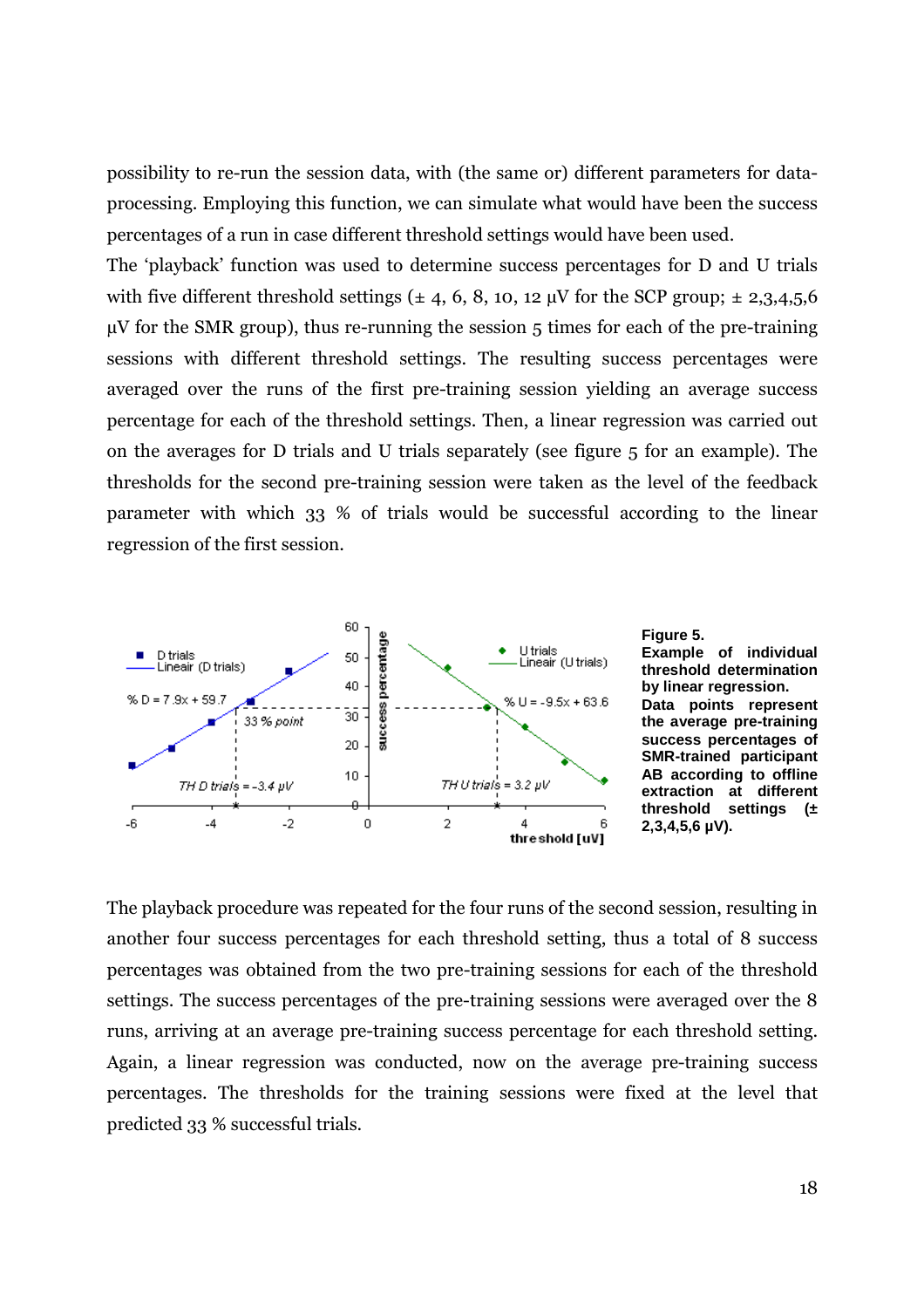possibility to re-run the session data, with (the same or) different parameters for data-processing. Employing this function, we can simulate what would have been the success percentages of a run in case different threshold settings would have been used.

The 'playback' function was used to determine success percentages for D and U trials with five different threshold settings (± 4, 6, 8, 10, 12 μV for the SCP group; ± 2,3,4,5,6 μV for the SMR group), thus re-running the session 5 times for each of the pre-training sessions with different threshold settings. The resulting success percentages were averaged over the runs of the first pre-training session yielding an average success percentage for each of the threshold settings. Then, a linear regression was carried out on the averages for D trials and U trials separately (see figure 5 for an example). The thresholds for the second pre-training session were taken as the level of the feedback parameter with which 33 % of trials would be successful according to the linear regression of the first session.

**Figure 5.** **Example of individual threshold determination by linear regression. Data points represent the average pre-training success percentages of SMR-trained participant AB according to offline extraction at different threshold settings (± 2,3,4,5,6 μV).**

The playback procedure was repeated for the four runs of the second session, resulting in another four success percentages for each threshold setting, thus a total of 8 success percentages was obtained from the two pre-training sessions for each of the threshold settings. The success percentages of the pre-training sessions were averaged over the 8 runs, arriving at an average pre-training success percentage for each threshold setting. Again, a linear regression was conducted, now on the average pre-training success percentages. The thresholds for the training sessions were fixed at the level that predicted 33 % successful trials.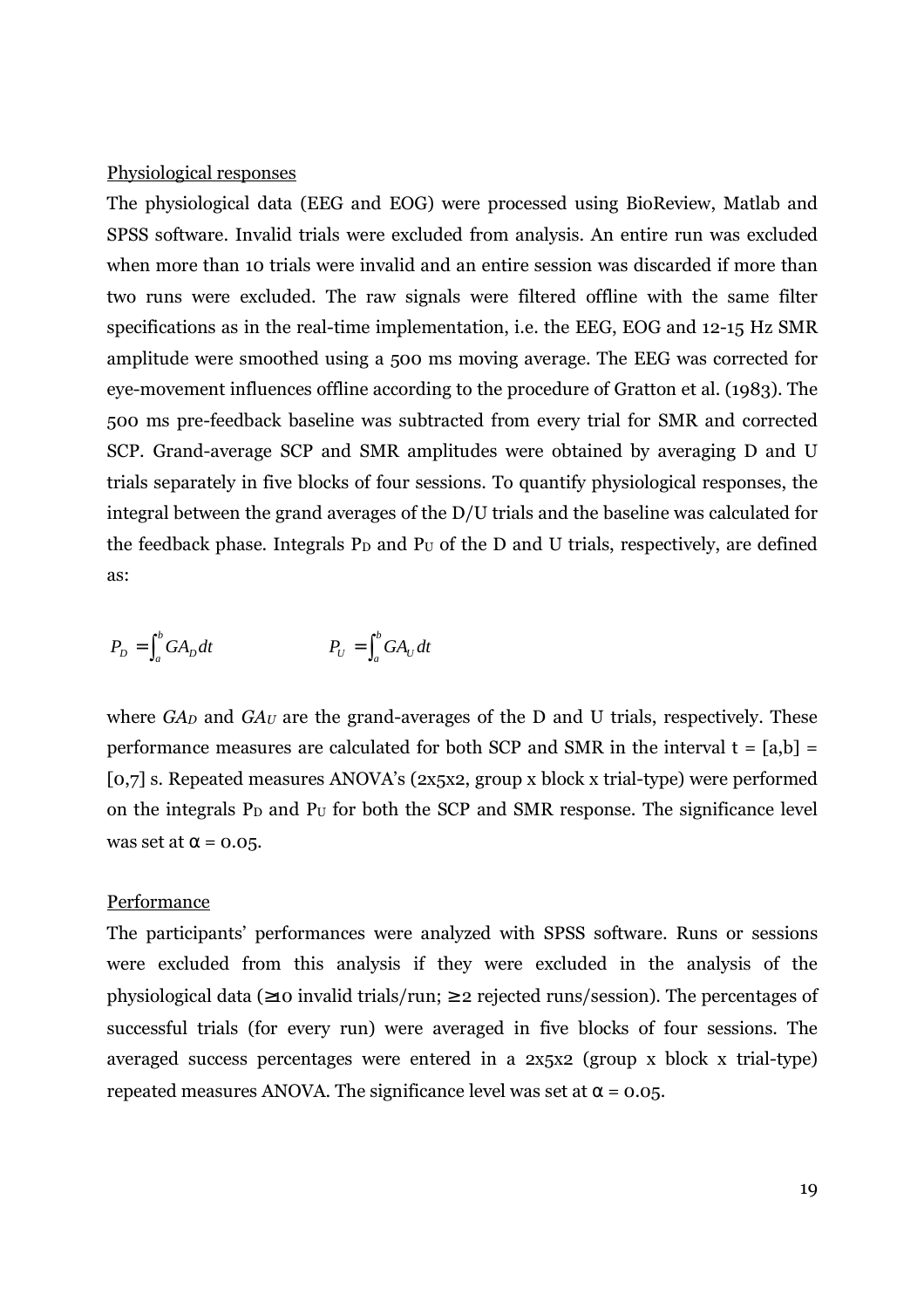Physiological responses

The physiological data (EEG and EOG) were processed using BioReview, Matlab and SPSS software. Invalid trials were excluded from analysis. An entire run was excluded when more than 10 trials were invalid and an entire session was discarded if more than two runs were excluded. The raw signals were filtered offline with the same filter specifications as in the real-time implementation, i.e. the EEG, EOG and 12-15 Hz SMR amplitude were smoothed using a 500 ms moving average. The EEG was corrected for eye-movement influences offline according to the procedure of Gratton et al. (1983). The 500 ms pre-feedback baseline was subtracted from every trial for SMR and corrected SCP. Grand-average SCP and SMR amplitudes were obtained by averaging D and U trials separately in five blocks of four sessions. To quantify physiological responses, the integral between the grand averages of the D/U trials and the baseline was calculated for the feedback phase. Integrals $P_D$ and $P_U$ of the D and U trials, respectively, are defined as:

$$P_D = \int_a^b GA_D \, dt \qquad\qquad P_U = \int_a^b GA_U \, dt$$

where $GA_D$ and $GA_U$ are the grand-averages of the D and U trials, respectively. These performance measures are calculated for both SCP and SMR in the interval $t = [a,b] = [0,7]$ s. Repeated measures ANOVA's (2x5x2, group x block x trial-type) were performed on the integrals $P_D$ and $P_U$ for both the SCP and SMR response. The significance level was set at $\alpha = 0.05$.

Performance

The participants' performances were analyzed with SPSS software. Runs or sessions were excluded from this analysis if they were excluded in the analysis of the physiological data (≥10 invalid trials/run; ≥2 rejected runs/session). The percentages of successful trials (for every run) were averaged in five blocks of four sessions. The averaged success percentages were entered in a 2x5x2 (group x block x trial-type) repeated measures ANOVA. The significance level was set at $\alpha = 0.05$.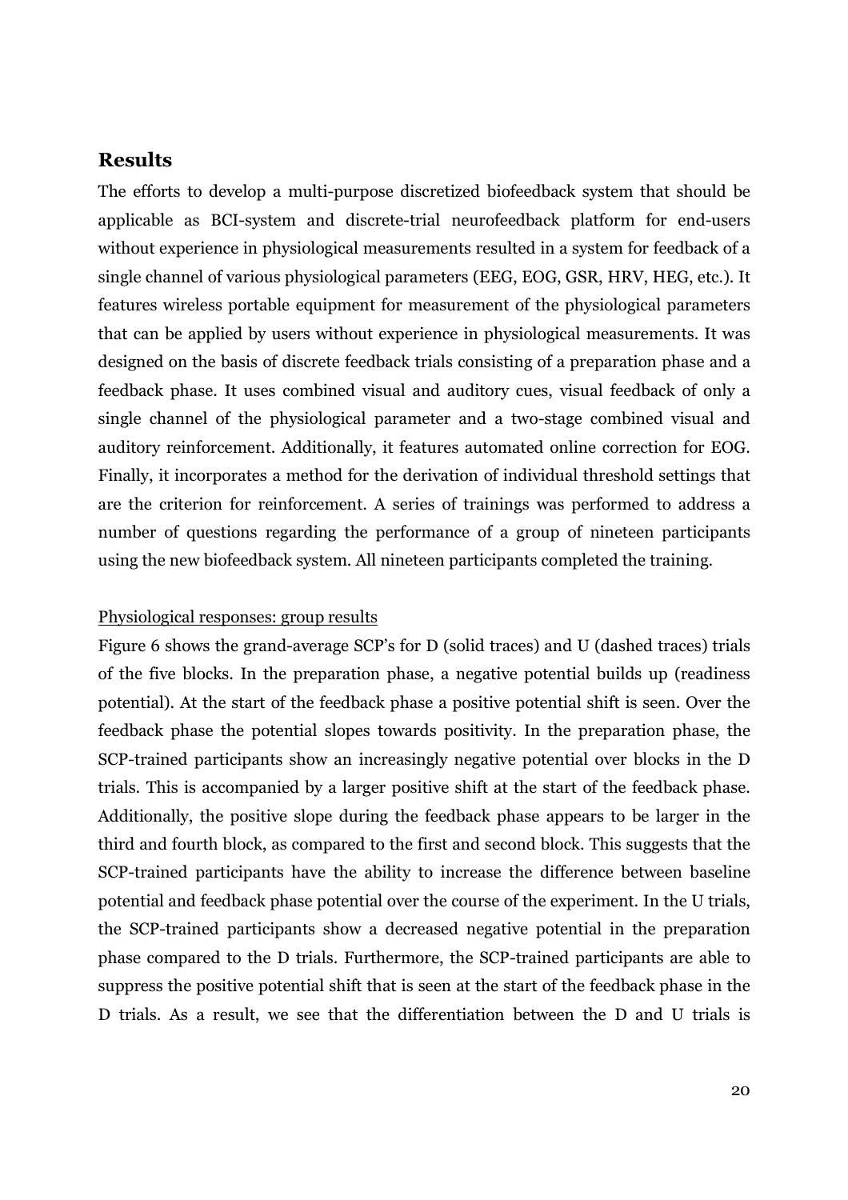## Results

The efforts to develop a multi-purpose discretized biofeedback system that should be applicable as BCI-system and discrete-trial neurofeedback platform for end-users without experience in physiological measurements resulted in a system for feedback of a single channel of various physiological parameters (EEG, EOG, GSR, HRV, HEG, etc.). It features wireless portable equipment for measurement of the physiological parameters that can be applied by users without experience in physiological measurements. It was designed on the basis of discrete feedback trials consisting of a preparation phase and a feedback phase. It uses combined visual and auditory cues, visual feedback of only a single channel of the physiological parameter and a two-stage combined visual and auditory reinforcement. Additionally, it features automated online correction for EOG. Finally, it incorporates a method for the derivation of individual threshold settings that are the criterion for reinforcement. A series of trainings was performed to address a number of questions regarding the performance of a group of nineteen participants using the new biofeedback system. All nineteen participants completed the training.

Physiological responses: group results

Figure 6 shows the grand-average SCP's for D (solid traces) and U (dashed traces) trials of the five blocks. In the preparation phase, a negative potential builds up (readiness potential). At the start of the feedback phase a positive potential shift is seen. Over the feedback phase the potential slopes towards positivity. In the preparation phase, the SCP-trained participants show an increasingly negative potential over blocks in the D trials. This is accompanied by a larger positive shift at the start of the feedback phase. Additionally, the positive slope during the feedback phase appears to be larger in the third and fourth block, as compared to the first and second block. This suggests that the SCP-trained participants have the ability to increase the difference between baseline potential and feedback phase potential over the course of the experiment. In the U trials, the SCP-trained participants show a decreased negative potential in the preparation phase compared to the D trials. Furthermore, the SCP-trained participants are able to suppress the positive potential shift that is seen at the start of the feedback phase in the D trials. As a result, we see that the differentiation between the D and U trials is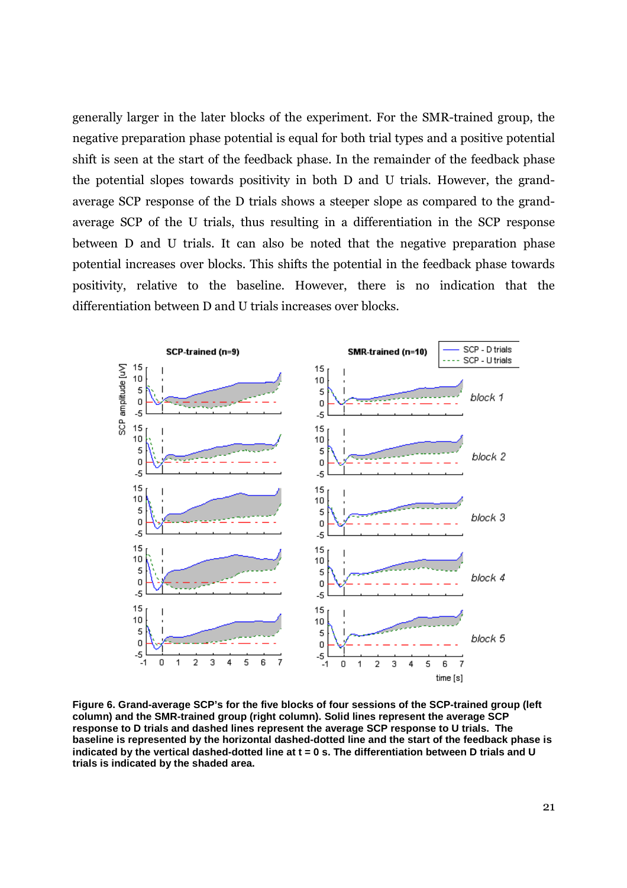generally larger in the later blocks of the experiment. For the SMR-trained group, the negative preparation phase potential is equal for both trial types and a positive potential shift is seen at the start of the feedback phase. In the remainder of the feedback phase the potential slopes towards positivity in both D and U trials. However, the grand-average SCP response of the D trials shows a steeper slope as compared to the grand-average SCP of the U trials, thus resulting in a differentiation in the SCP response between D and U trials. It can also be noted that the negative preparation phase potential increases over blocks. This shifts the potential in the feedback phase towards positivity, relative to the baseline. However, there is no indication that the differentiation between D and U trials increases over blocks.

**Figure 6. Grand-average SCP's for the five blocks of four sessions of the SCP-trained group (left column) and the SMR-trained group (right column). Solid lines represent the average SCP response to D trials and dashed lines represent the average SCP response to U trials. The baseline is represented by the horizontal dashed-dotted line and the start of the feedback phase is indicated by the vertical dashed-dotted line at t = 0 s. The differentiation between D trials and U trials is indicated by the shaded area.**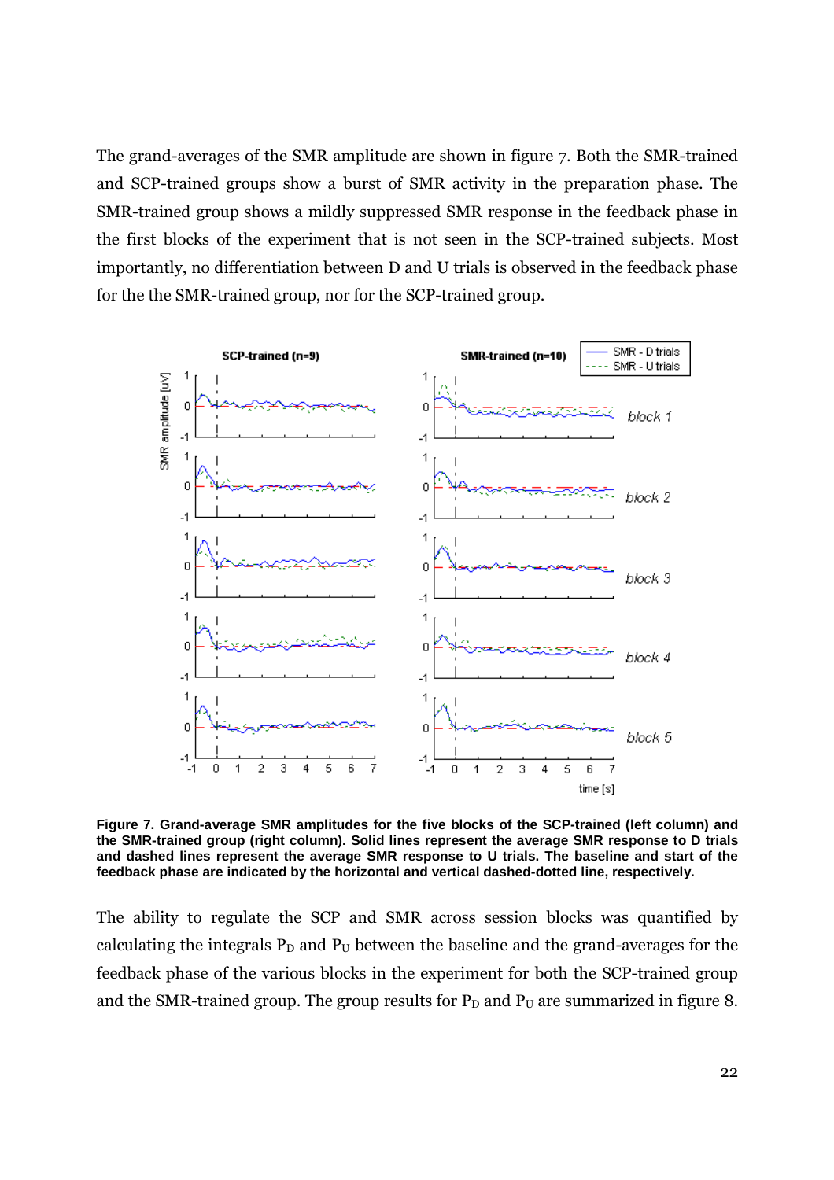The grand-averages of the SMR amplitude are shown in figure 7. Both the SMR-trained and SCP-trained groups show a burst of SMR activity in the preparation phase. The SMR-trained group shows a mildly suppressed SMR response in the feedback phase in the first blocks of the experiment that is not seen in the SCP-trained subjects. Most importantly, no differentiation between D and U trials is observed in the feedback phase for the the SMR-trained group, nor for the SCP-trained group.

**Figure 7. Grand-average SMR amplitudes for the five blocks of the SCP-trained (left column) and the SMR-trained group (right column). Solid lines represent the average SMR response to D trials and dashed lines represent the average SMR response to U trials. The baseline and start of the feedback phase are indicated by the horizontal and vertical dashed-dotted line, respectively.**

The ability to regulate the SCP and SMR across session blocks was quantified by calculating the integrals $P_D$ and $P_U$ between the baseline and the grand-averages for the feedback phase of the various blocks in the experiment for both the SCP-trained group and the SMR-trained group. The group results for $P_D$ and $P_U$ are summarized in figure 8.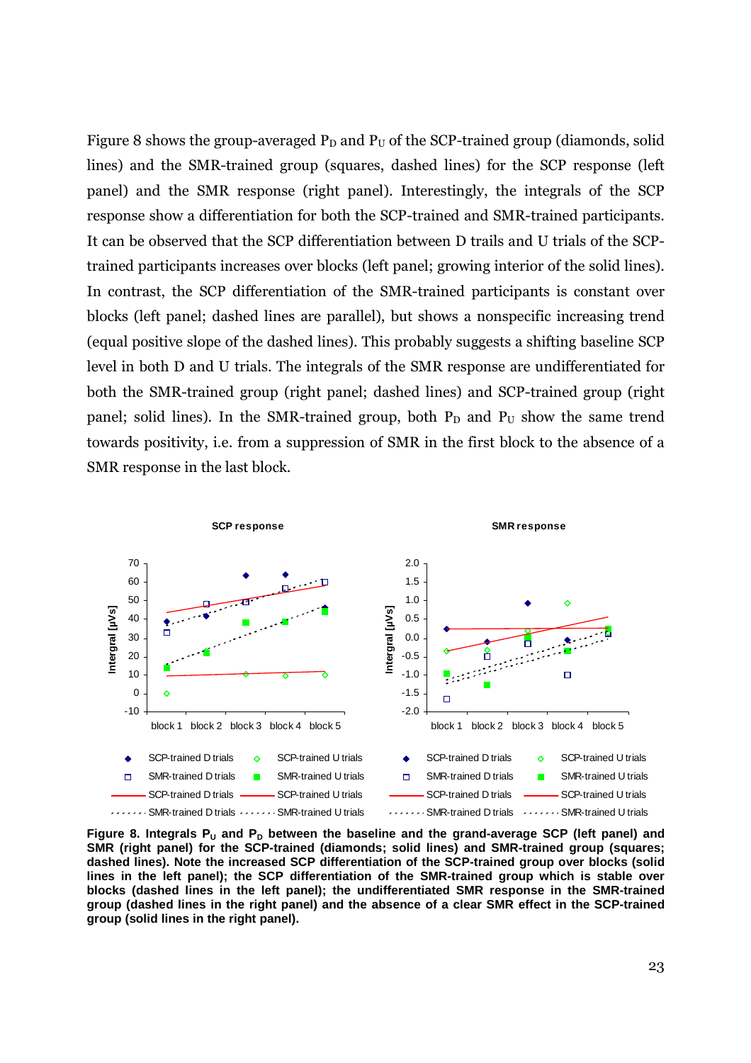Figure 8 shows the group-averaged $P_D$ and $P_U$ of the SCP-trained group (diamonds, solid lines) and the SMR-trained group (squares, dashed lines) for the SCP response (left panel) and the SMR response (right panel). Interestingly, the integrals of the SCP response show a differentiation for both the SCP-trained and SMR-trained participants. It can be observed that the SCP differentiation between D trails and U trials of the SCP-trained participants increases over blocks (left panel; growing interior of the solid lines). In contrast, the SCP differentiation of the SMR-trained participants is constant over blocks (left panel; dashed lines are parallel), but shows a nonspecific increasing trend (equal positive slope of the dashed lines). This probably suggests a shifting baseline SCP level in both D and U trials. The integrals of the SMR response are undifferentiated for both the SMR-trained group (right panel; dashed lines) and SCP-trained group (right panel; solid lines). In the SMR-trained group, both $P_D$ and $P_U$ show the same trend towards positivity, i.e. from a suppression of SMR in the first block to the absence of a SMR response in the last block.

**Figure 8. Integrals $P_U$ and $P_D$ between the baseline and the grand-average SCP (left panel) and SMR (right panel) for the SCP-trained (diamonds; solid lines) and SMR-trained group (squares; dashed lines). Note the increased SCP differentiation of the SCP-trained group over blocks (solid lines in the left panel); the SCP differentiation of the SMR-trained group which is stable over blocks (dashed lines in the left panel); the undifferentiated SMR response in the SMR-trained group (dashed lines in the right panel) and the absence of a clear SMR effect in the SCP-trained group (solid lines in the right panel).**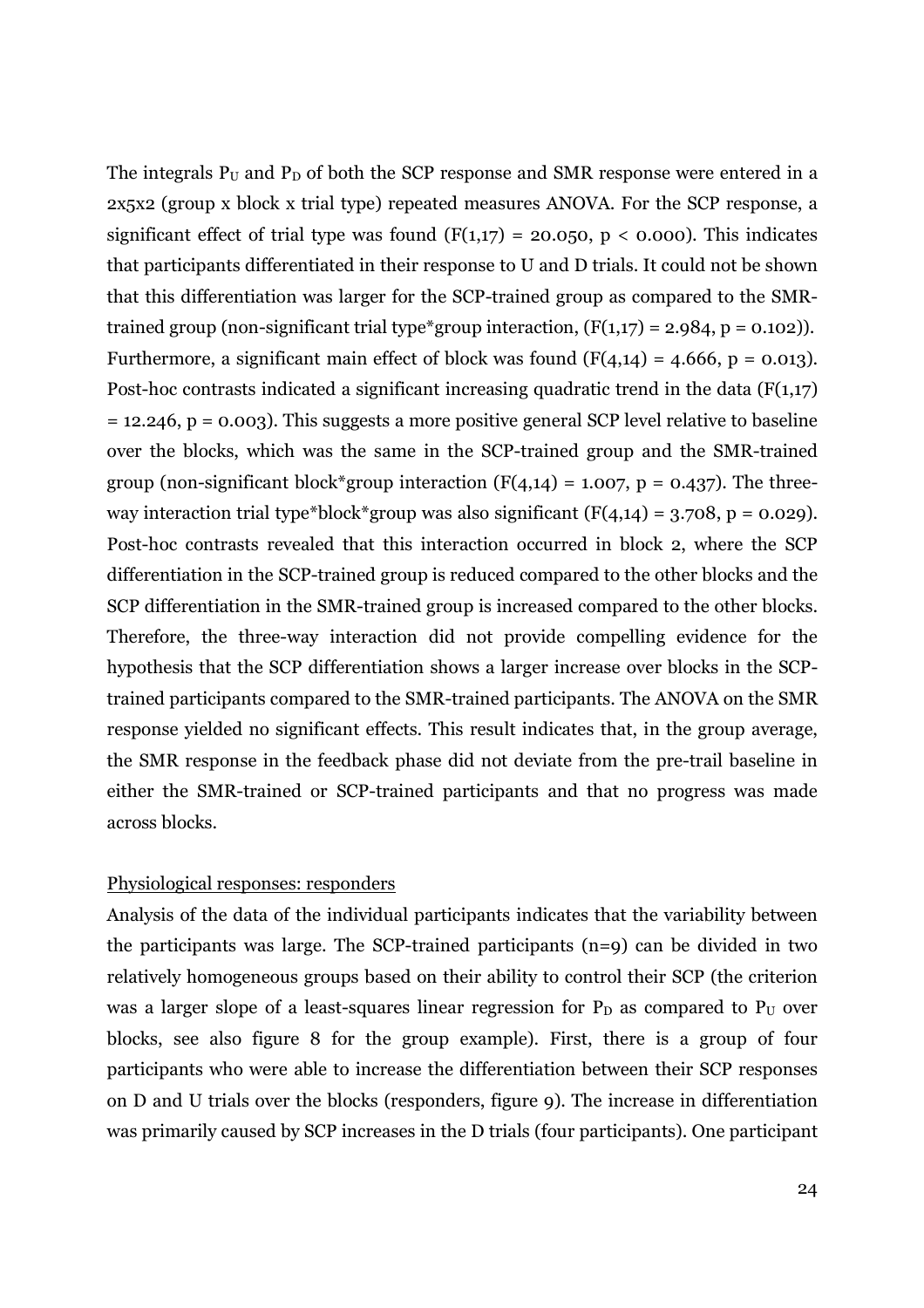The integrals $P_U$ and $P_D$ of both the SCP response and SMR response were entered in a 2x5x2 (group x block x trial type) repeated measures ANOVA. For the SCP response, a significant effect of trial type was found ($F(1,17) = 20.050$, $p < 0.000$). This indicates that participants differentiated in their response to U and D trials. It could not be shown that this differentiation was larger for the SCP-trained group as compared to the SMR-trained group (non-significant trial type*group interaction, ($F(1,17) = 2.984$, $p = 0.102$)). Furthermore, a significant main effect of block was found ($F(4,14) = 4.666$, $p = 0.013$). Post-hoc contrasts indicated a significant increasing quadratic trend in the data ($F(1,17) = 12.246$, $p = 0.003$). This suggests a more positive general SCP level relative to baseline over the blocks, which was the same in the SCP-trained group and the SMR-trained group (non-significant block*group interaction ($F(4,14) = 1.007$, $p = 0.437$). The three-way interaction trial type*block*group was also significant ($F(4,14) = 3.708$, $p = 0.029$). Post-hoc contrasts revealed that this interaction occurred in block 2, where the SCP differentiation in the SCP-trained group is reduced compared to the other blocks and the SCP differentiation in the SMR-trained group is increased compared to the other blocks. Therefore, the three-way interaction did not provide compelling evidence for the hypothesis that the SCP differentiation shows a larger increase over blocks in the SCP-trained participants compared to the SMR-trained participants. The ANOVA on the SMR response yielded no significant effects. This result indicates that, in the group average, the SMR response in the feedback phase did not deviate from the pre-trail baseline in either the SMR-trained or SCP-trained participants and that no progress was made across blocks.

Physiological responses: responders

Analysis of the data of the individual participants indicates that the variability between the participants was large. The SCP-trained participants (n=9) can be divided in two relatively homogeneous groups based on their ability to control their SCP (the criterion was a larger slope of a least-squares linear regression for $P_D$ as compared to $P_U$ over blocks, see also figure 8 for the group example). First, there is a group of four participants who were able to increase the differentiation between their SCP responses on D and U trials over the blocks (responders, figure 9). The increase in differentiation was primarily caused by SCP increases in the D trials (four participants). One participant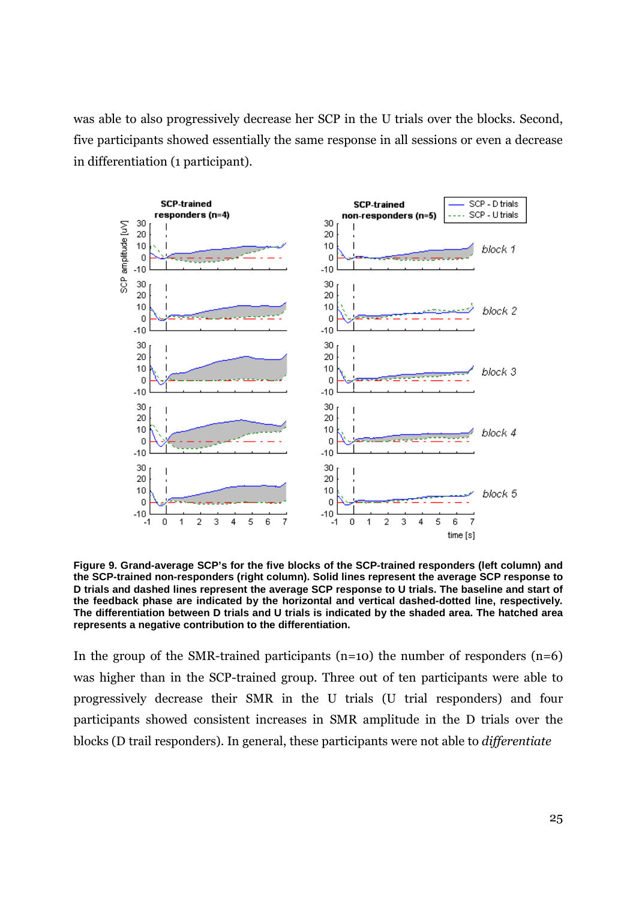was able to also progressively decrease her SCP in the U trials over the blocks. Second, five participants showed essentially the same response in all sessions or even a decrease in differentiation (1 participant).

**Figure 9. Grand-average SCP's for the five blocks of the SCP-trained responders (left column) and the SCP-trained non-responders (right column). Solid lines represent the average SCP response to D trials and dashed lines represent the average SCP response to U trials. The baseline and start of the feedback phase are indicated by the horizontal and vertical dashed-dotted line, respectively. The differentiation between D trials and U trials is indicated by the shaded area. The hatched area represents a negative contribution to the differentiation.**

In the group of the SMR-trained participants (n=10) the number of responders (n=6) was higher than in the SCP-trained group. Three out of ten participants were able to progressively decrease their SMR in the U trials (U trial responders) and four participants showed consistent increases in SMR amplitude in the D trials over the blocks (D trail responders). In general, these participants were not able to *differentiate*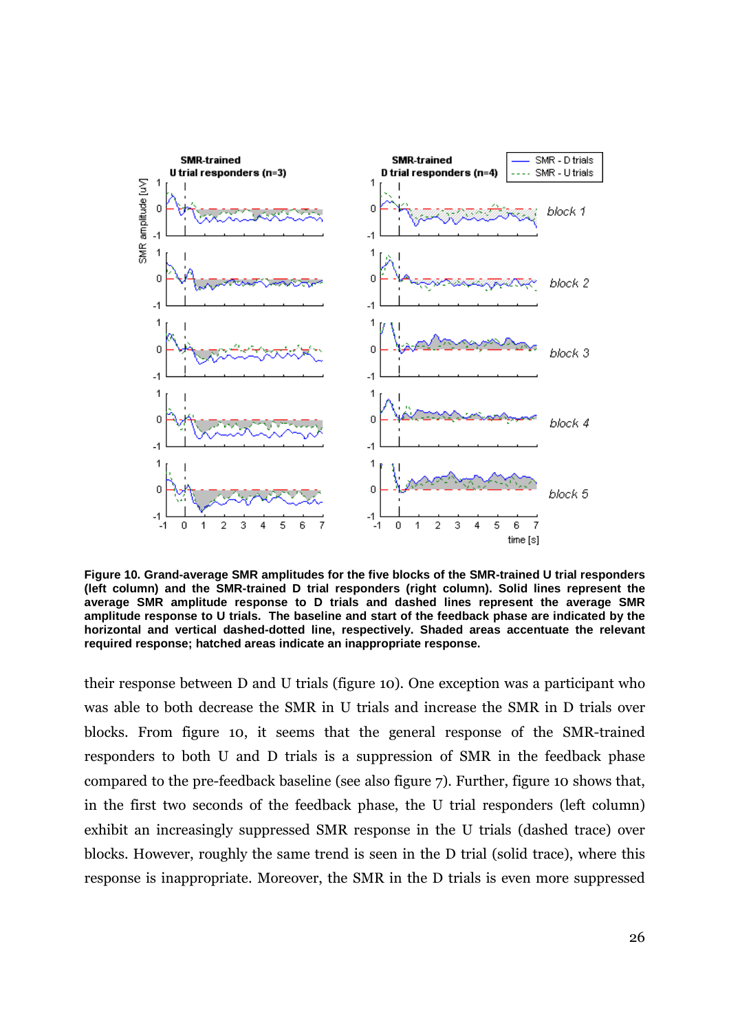**Figure 10. Grand-average SMR amplitudes for the five blocks of the SMR-trained U trial responders (left column) and the SMR-trained D trial responders (right column). Solid lines represent the average SMR amplitude response to D trials and dashed lines represent the average SMR amplitude response to U trials. The baseline and start of the feedback phase are indicated by the horizontal and vertical dashed-dotted line, respectively. Shaded areas accentuate the relevant required response; hatched areas indicate an inappropriate response.**

their response between D and U trials (figure 10). One exception was a participant who was able to both decrease the SMR in U trials and increase the SMR in D trials over blocks. From figure 10, it seems that the general response of the SMR-trained responders to both U and D trials is a suppression of SMR in the feedback phase compared to the pre-feedback baseline (see also figure 7). Further, figure 10 shows that, in the first two seconds of the feedback phase, the U trial responders (left column) exhibit an increasingly suppressed SMR response in the U trials (dashed trace) over blocks. However, roughly the same trend is seen in the D trial (solid trace), where this response is inappropriate. Moreover, the SMR in the D trials is even more suppressed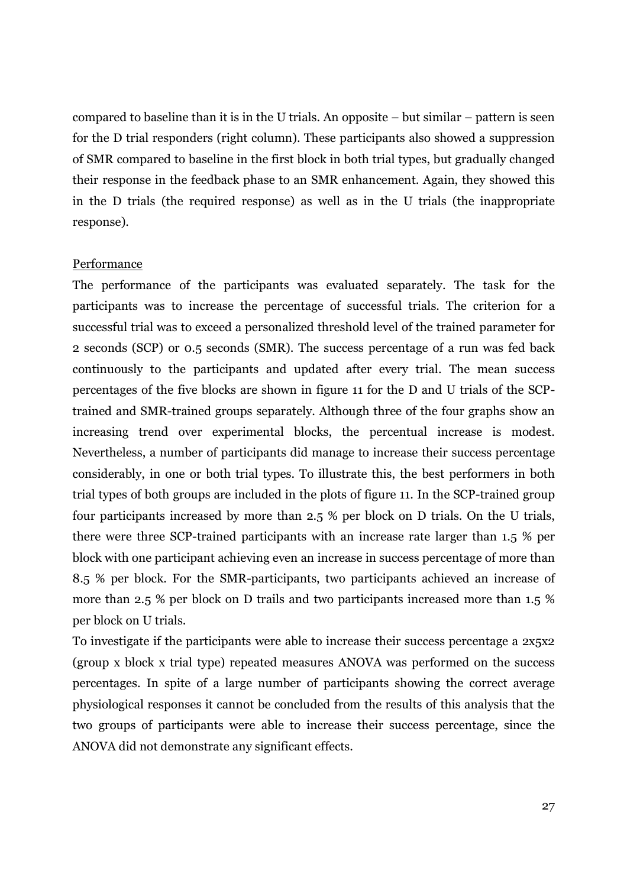compared to baseline than it is in the U trials. An opposite – but similar – pattern is seen for the D trial responders (right column). These participants also showed a suppression of SMR compared to baseline in the first block in both trial types, but gradually changed their response in the feedback phase to an SMR enhancement. Again, they showed this in the D trials (the required response) as well as in the U trials (the inappropriate response).

Performance

The performance of the participants was evaluated separately. The task for the participants was to increase the percentage of successful trials. The criterion for a successful trial was to exceed a personalized threshold level of the trained parameter for 2 seconds (SCP) or 0.5 seconds (SMR). The success percentage of a run was fed back continuously to the participants and updated after every trial. The mean success percentages of the five blocks are shown in figure 11 for the D and U trials of the SCP-trained and SMR-trained groups separately. Although three of the four graphs show an increasing trend over experimental blocks, the percentual increase is modest. Nevertheless, a number of participants did manage to increase their success percentage considerably, in one or both trial types. To illustrate this, the best performers in both trial types of both groups are included in the plots of figure 11. In the SCP-trained group four participants increased by more than 2.5 % per block on D trials. On the U trials, there were three SCP-trained participants with an increase rate larger than 1.5 % per block with one participant achieving even an increase in success percentage of more than 8.5 % per block. For the SMR-participants, two participants achieved an increase of more than 2.5 % per block on D trails and two participants increased more than 1.5 % per block on U trials.

To investigate if the participants were able to increase their success percentage a 2x5x2 (group x block x trial type) repeated measures ANOVA was performed on the success percentages. In spite of a large number of participants showing the correct average physiological responses it cannot be concluded from the results of this analysis that the two groups of participants were able to increase their success percentage, since the ANOVA did not demonstrate any significant effects.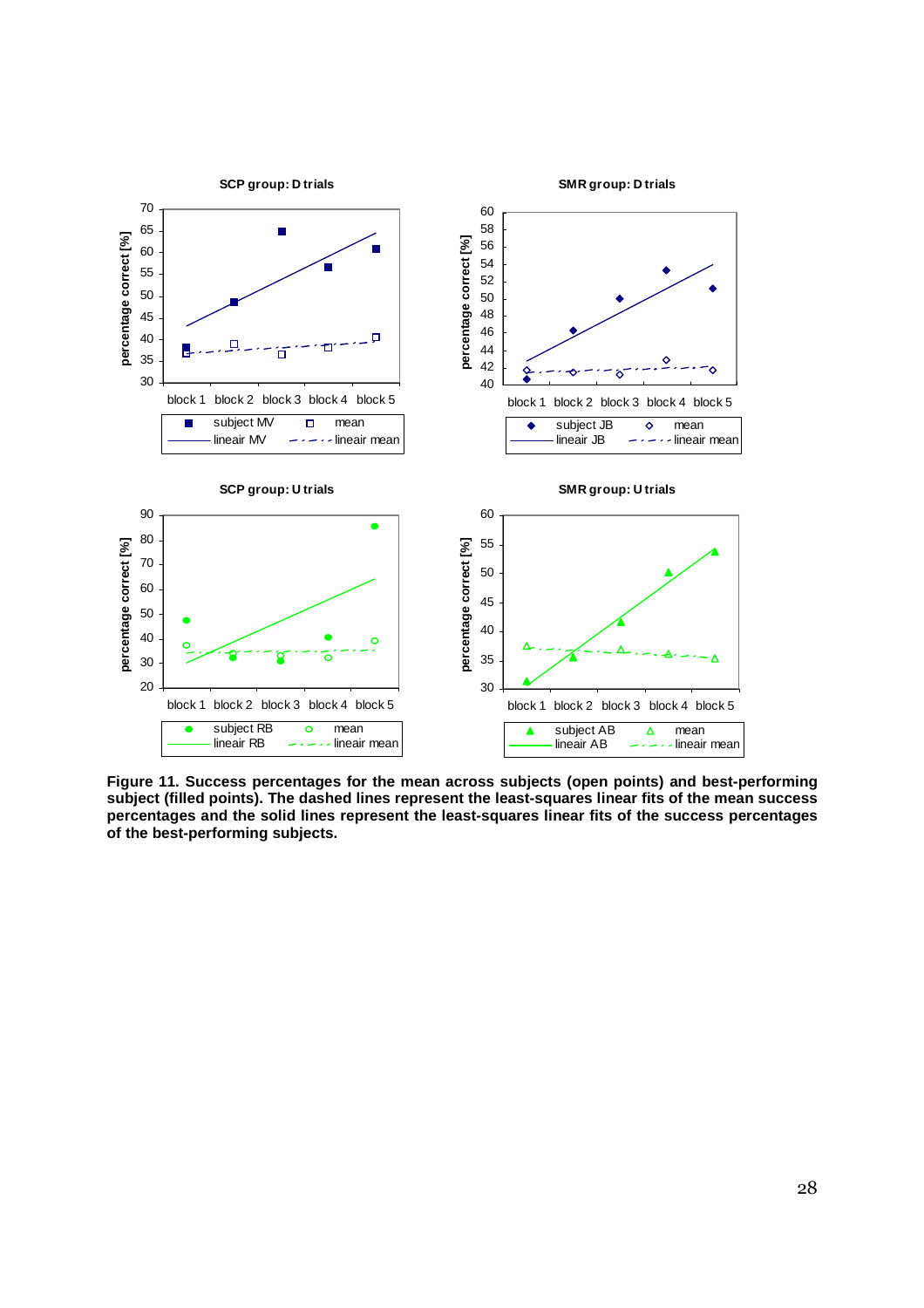**Figure 11. Success percentages for the mean across subjects (open points) and best-performing subject (filled points). The dashed lines represent the least-squares linear fits of the mean success percentages and the solid lines represent the least-squares linear fits of the success percentages of the best-performing subjects.**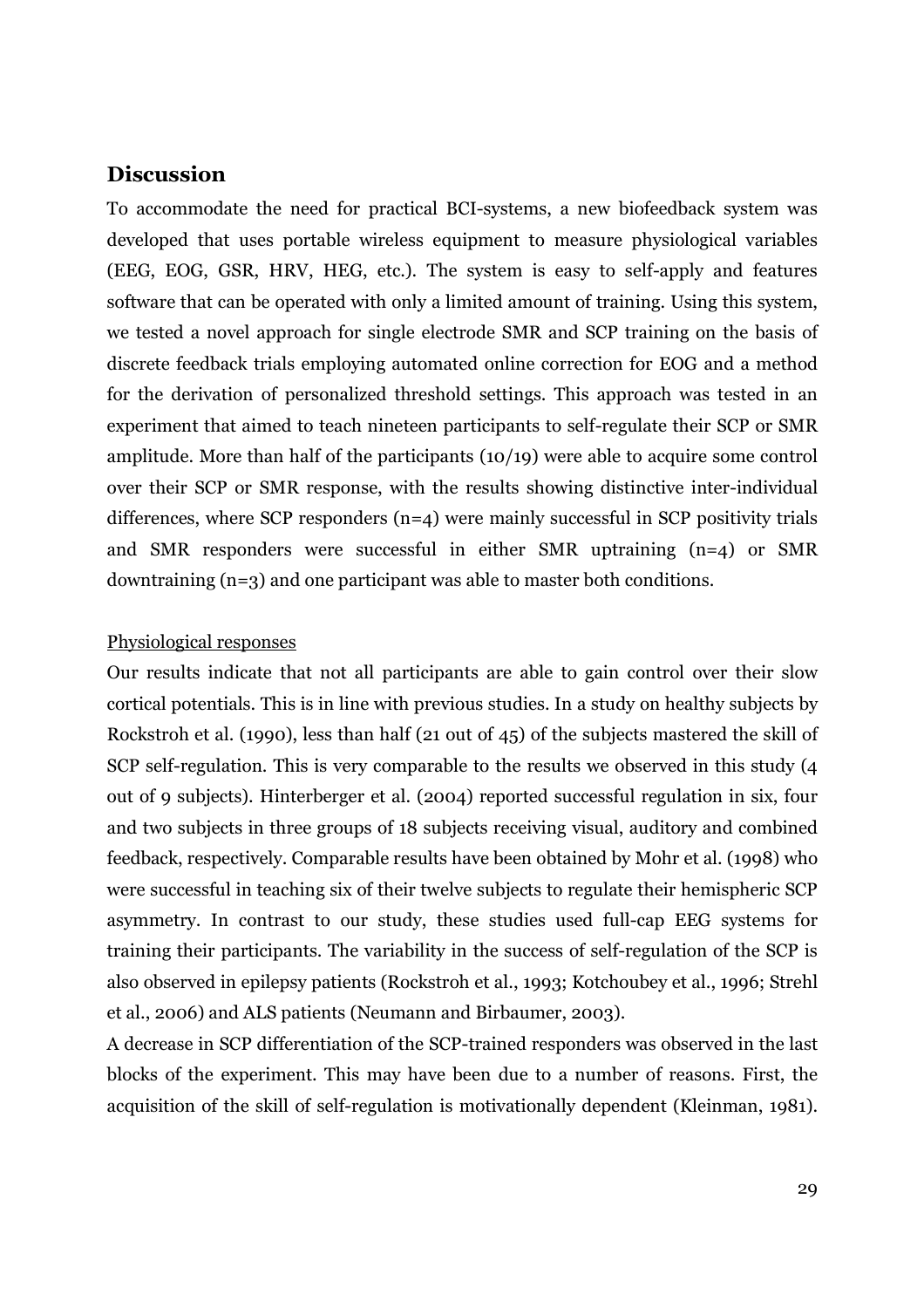## Discussion

To accommodate the need for practical BCI-systems, a new biofeedback system was developed that uses portable wireless equipment to measure physiological variables (EEG, EOG, GSR, HRV, HEG, etc.). The system is easy to self-apply and features software that can be operated with only a limited amount of training. Using this system, we tested a novel approach for single electrode SMR and SCP training on the basis of discrete feedback trials employing automated online correction for EOG and a method for the derivation of personalized threshold settings. This approach was tested in an experiment that aimed to teach nineteen participants to self-regulate their SCP or SMR amplitude. More than half of the participants (10/19) were able to acquire some control over their SCP or SMR response, with the results showing distinctive inter-individual differences, where SCP responders (n=4) were mainly successful in SCP positivity trials and SMR responders were successful in either SMR uptraining (n=4) or SMR downtraining (n=3) and one participant was able to master both conditions.

### Physiological responses

Our results indicate that not all participants are able to gain control over their slow cortical potentials. This is in line with previous studies. In a study on healthy subjects by Rockstroh et al. (1990), less than half (21 out of 45) of the subjects mastered the skill of SCP self-regulation. This is very comparable to the results we observed in this study (4 out of 9 subjects). Hinterberger et al. (2004) reported successful regulation in six, four and two subjects in three groups of 18 subjects receiving visual, auditory and combined feedback, respectively. Comparable results have been obtained by Mohr et al. (1998) who were successful in teaching six of their twelve subjects to regulate their hemispheric SCP asymmetry. In contrast to our study, these studies used full-cap EEG systems for training their participants. The variability in the success of self-regulation of the SCP is also observed in epilepsy patients (Rockstroh et al., 1993; Kotchoubey et al., 1996; Strehl et al., 2006) and ALS patients (Neumann and Birbaumer, 2003).

A decrease in SCP differentiation of the SCP-trained responders was observed in the last blocks of the experiment. This may have been due to a number of reasons. First, the acquisition of the skill of self-regulation is motivationally dependent (Kleinman, 1981).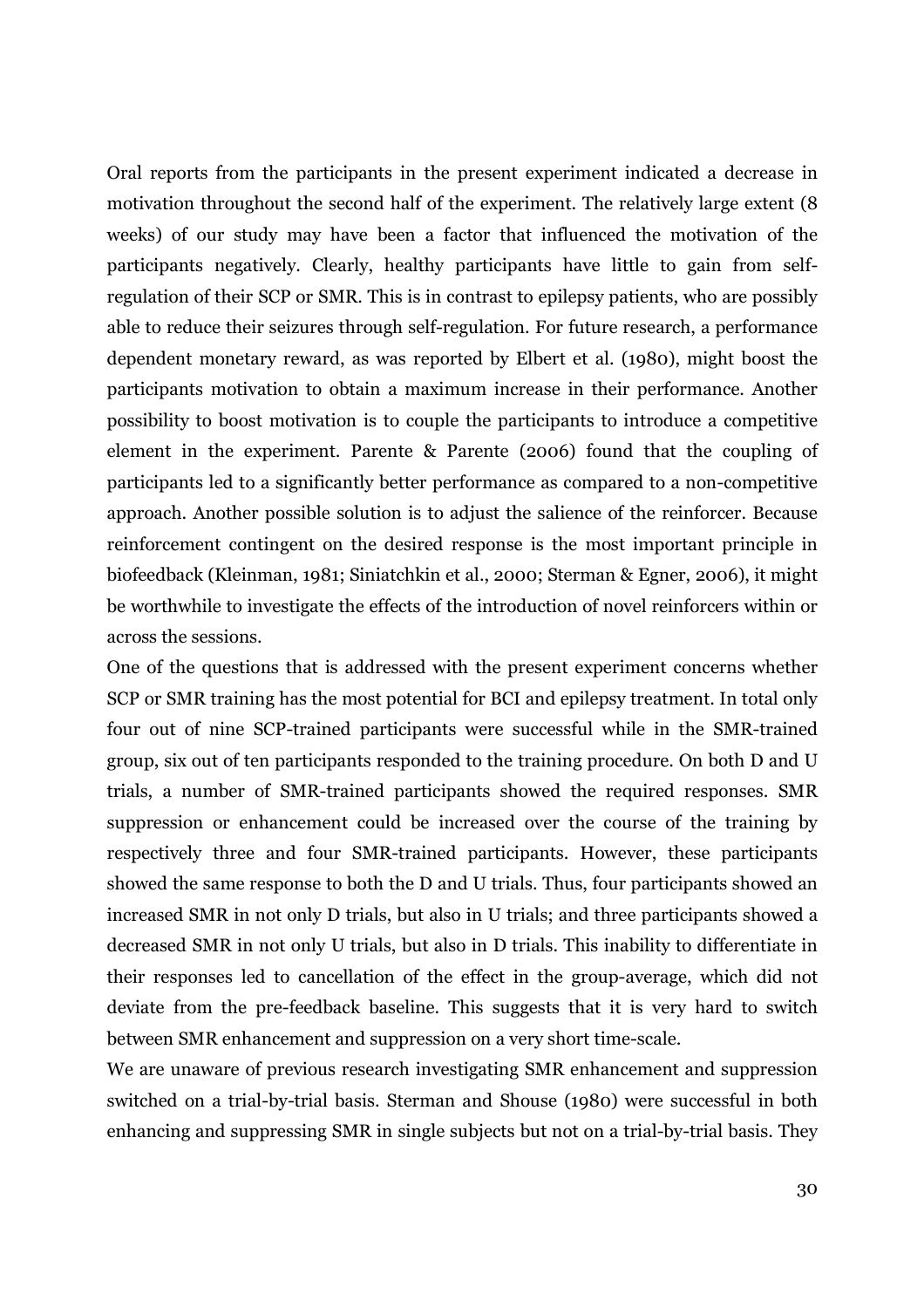Oral reports from the participants in the present experiment indicated a decrease in motivation throughout the second half of the experiment. The relatively large extent (8 weeks) of our study may have been a factor that influenced the motivation of the participants negatively. Clearly, healthy participants have little to gain from self-regulation of their SCP or SMR. This is in contrast to epilepsy patients, who are possibly able to reduce their seizures through self-regulation. For future research, a performance dependent monetary reward, as was reported by Elbert et al. (1980), might boost the participants motivation to obtain a maximum increase in their performance. Another possibility to boost motivation is to couple the participants to introduce a competitive element in the experiment. Parente & Parente (2006) found that the coupling of participants led to a significantly better performance as compared to a non-competitive approach. Another possible solution is to adjust the salience of the reinforcer. Because reinforcement contingent on the desired response is the most important principle in biofeedback (Kleinman, 1981; Siniatchkin et al., 2000; Sterman & Egner, 2006), it might be worthwhile to investigate the effects of the introduction of novel reinforcers within or across the sessions.

One of the questions that is addressed with the present experiment concerns whether SCP or SMR training has the most potential for BCI and epilepsy treatment. In total only four out of nine SCP-trained participants were successful while in the SMR-trained group, six out of ten participants responded to the training procedure. On both D and U trials, a number of SMR-trained participants showed the required responses. SMR suppression or enhancement could be increased over the course of the training by respectively three and four SMR-trained participants. However, these participants showed the same response to both the D and U trials. Thus, four participants showed an increased SMR in not only D trials, but also in U trials; and three participants showed a decreased SMR in not only U trials, but also in D trials. This inability to differentiate in their responses led to cancellation of the effect in the group-average, which did not deviate from the pre-feedback baseline. This suggests that it is very hard to switch between SMR enhancement and suppression on a very short time-scale.

We are unaware of previous research investigating SMR enhancement and suppression switched on a trial-by-trial basis. Sterman and Shouse (1980) were successful in both enhancing and suppressing SMR in single subjects but not on a trial-by-trial basis. They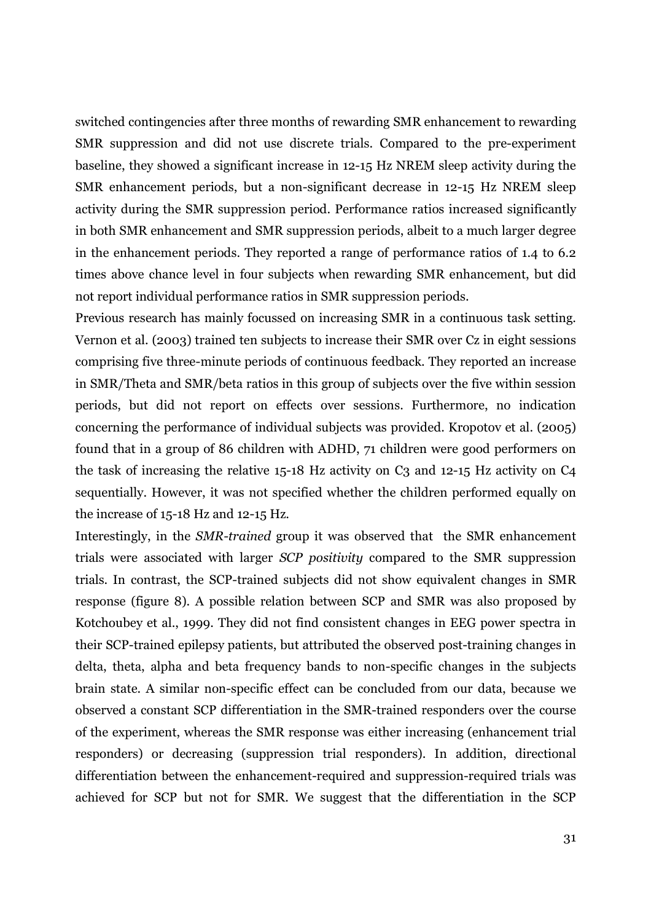switched contingencies after three months of rewarding SMR enhancement to rewarding SMR suppression and did not use discrete trials. Compared to the pre-experiment baseline, they showed a significant increase in 12-15 Hz NREM sleep activity during the SMR enhancement periods, but a non-significant decrease in 12-15 Hz NREM sleep activity during the SMR suppression period. Performance ratios increased significantly in both SMR enhancement and SMR suppression periods, albeit to a much larger degree in the enhancement periods. They reported a range of performance ratios of 1.4 to 6.2 times above chance level in four subjects when rewarding SMR enhancement, but did not report individual performance ratios in SMR suppression periods.

Previous research has mainly focussed on increasing SMR in a continuous task setting. Vernon et al. (2003) trained ten subjects to increase their SMR over Cz in eight sessions comprising five three-minute periods of continuous feedback. They reported an increase in SMR/Theta and SMR/beta ratios in this group of subjects over the five within session periods, but did not report on effects over sessions. Furthermore, no indication concerning the performance of individual subjects was provided. Kropotov et al. (2005) found that in a group of 86 children with ADHD, 71 children were good performers on the task of increasing the relative 15-18 Hz activity on C3 and 12-15 Hz activity on C4 sequentially. However, it was not specified whether the children performed equally on the increase of 15-18 Hz and 12-15 Hz.

Interestingly, in the *SMR-trained* group it was observed that the SMR enhancement trials were associated with larger *SCP positivity* compared to the SMR suppression trials. In contrast, the SCP-trained subjects did not show equivalent changes in SMR response (figure 8). A possible relation between SCP and SMR was also proposed by Kotchoubey et al., 1999. They did not find consistent changes in EEG power spectra in their SCP-trained epilepsy patients, but attributed the observed post-training changes in delta, theta, alpha and beta frequency bands to non-specific changes in the subjects brain state. A similar non-specific effect can be concluded from our data, because we observed a constant SCP differentiation in the SMR-trained responders over the course of the experiment, whereas the SMR response was either increasing (enhancement trial responders) or decreasing (suppression trial responders). In addition, directional differentiation between the enhancement-required and suppression-required trials was achieved for SCP but not for SMR. We suggest that the differentiation in the SCP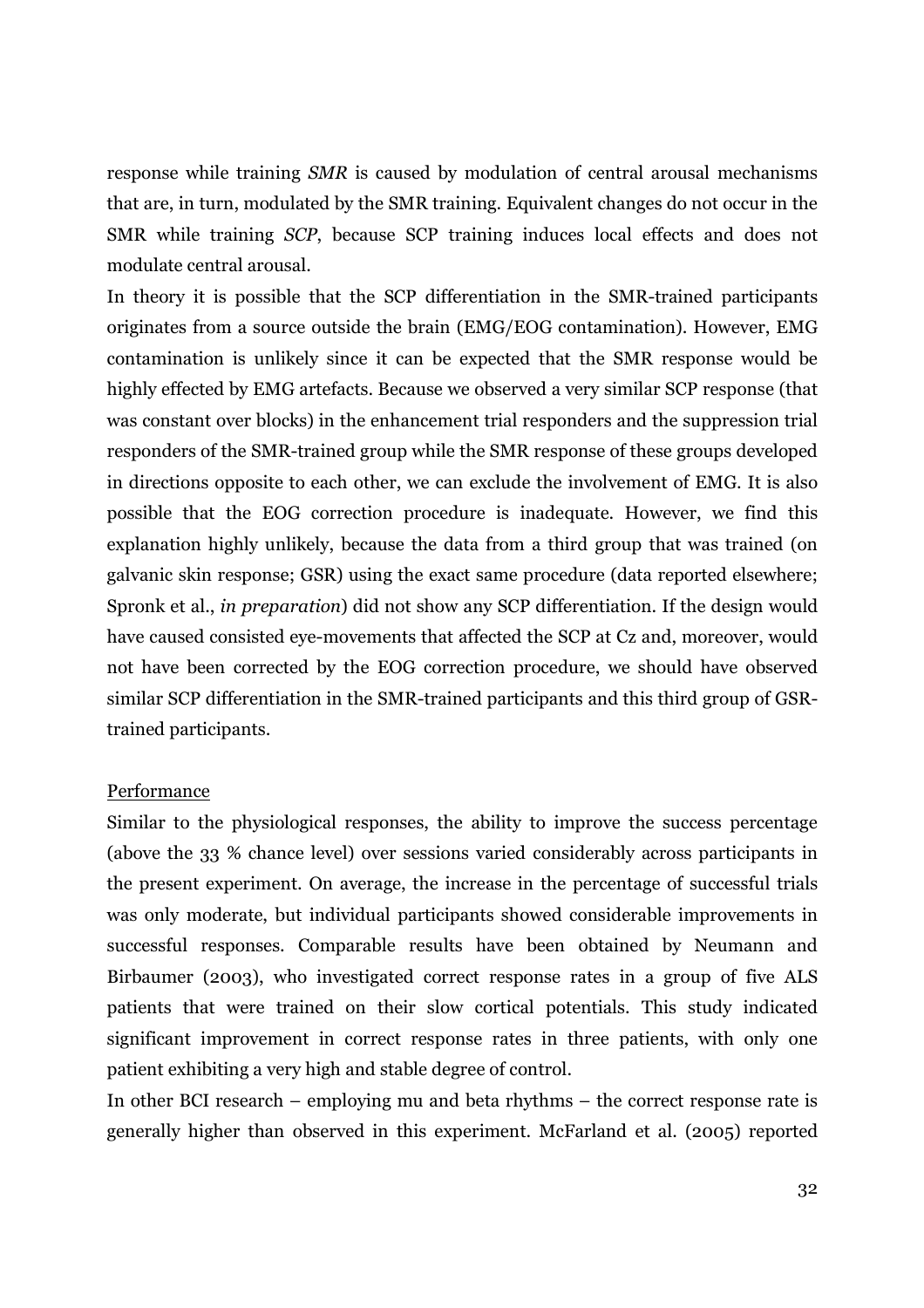response while training *SMR* is caused by modulation of central arousal mechanisms that are, in turn, modulated by the SMR training. Equivalent changes do not occur in the SMR while training *SCP*, because SCP training induces local effects and does not modulate central arousal.

In theory it is possible that the SCP differentiation in the SMR-trained participants originates from a source outside the brain (EMG/EOG contamination). However, EMG contamination is unlikely since it can be expected that the SMR response would be highly effected by EMG artefacts. Because we observed a very similar SCP response (that was constant over blocks) in the enhancement trial responders and the suppression trial responders of the SMR-trained group while the SMR response of these groups developed in directions opposite to each other, we can exclude the involvement of EMG. It is also possible that the EOG correction procedure is inadequate. However, we find this explanation highly unlikely, because the data from a third group that was trained (on galvanic skin response; GSR) using the exact same procedure (data reported elsewhere; Spronk et al., *in preparation*) did not show any SCP differentiation. If the design would have caused consisted eye-movements that affected the SCP at Cz and, moreover, would not have been corrected by the EOG correction procedure, we should have observed similar SCP differentiation in the SMR-trained participants and this third group of GSR-trained participants.

Performance

Similar to the physiological responses, the ability to improve the success percentage (above the 33 % chance level) over sessions varied considerably across participants in the present experiment. On average, the increase in the percentage of successful trials was only moderate, but individual participants showed considerable improvements in successful responses. Comparable results have been obtained by Neumann and Birbaumer (2003), who investigated correct response rates in a group of five ALS patients that were trained on their slow cortical potentials. This study indicated significant improvement in correct response rates in three patients, with only one patient exhibiting a very high and stable degree of control.

In other BCI research – employing mu and beta rhythms – the correct response rate is generally higher than observed in this experiment. McFarland et al. (2005) reported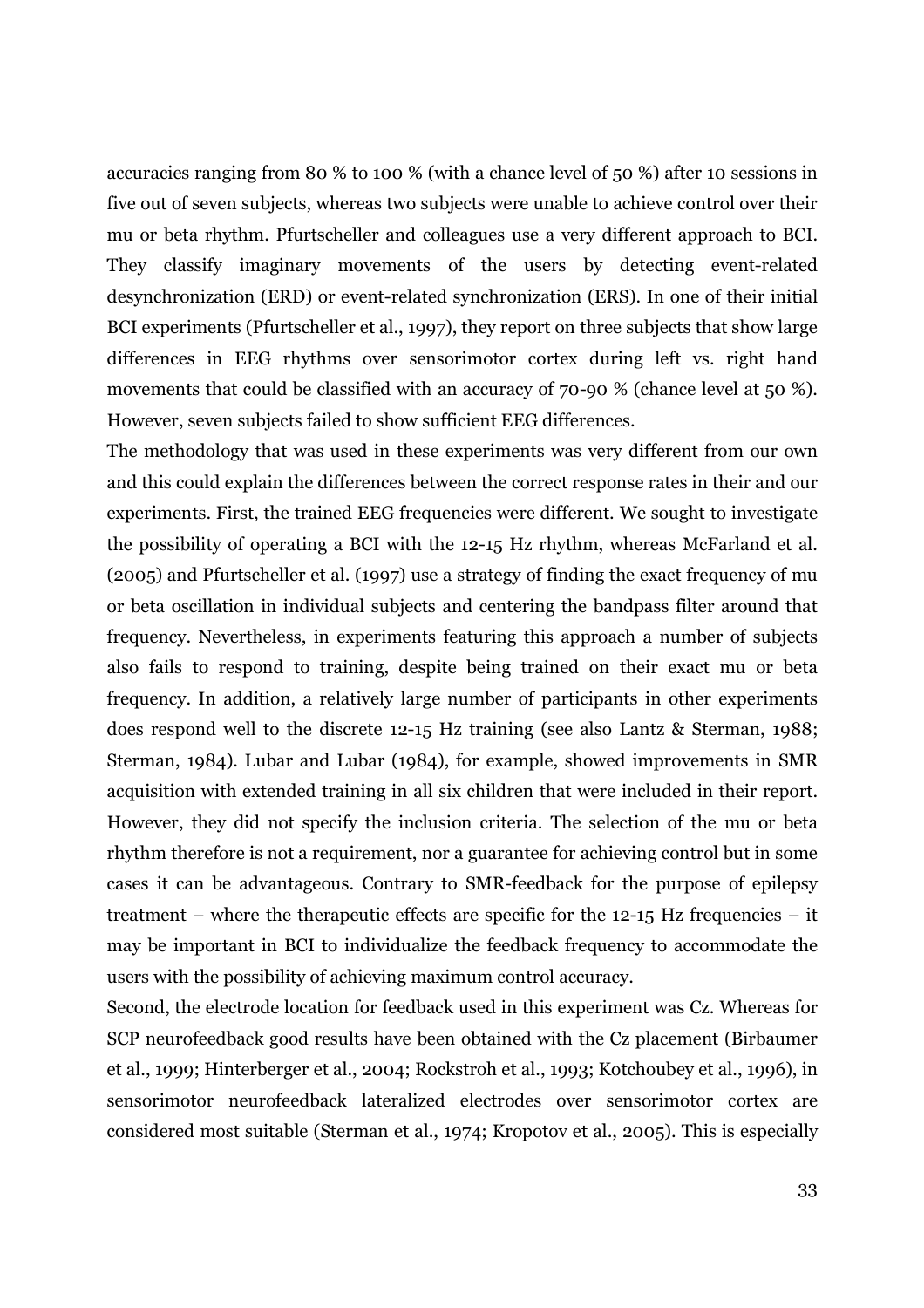accuracies ranging from 80 % to 100 % (with a chance level of 50 %) after 10 sessions in five out of seven subjects, whereas two subjects were unable to achieve control over their mu or beta rhythm. Pfurtscheller and colleagues use a very different approach to BCI. They classify imaginary movements of the users by detecting event-related desynchronization (ERD) or event-related synchronization (ERS). In one of their initial BCI experiments (Pfurtscheller et al., 1997), they report on three subjects that show large differences in EEG rhythms over sensorimotor cortex during left vs. right hand movements that could be classified with an accuracy of 70-90 % (chance level at 50 %). However, seven subjects failed to show sufficient EEG differences.

The methodology that was used in these experiments was very different from our own and this could explain the differences between the correct response rates in their and our experiments. First, the trained EEG frequencies were different. We sought to investigate the possibility of operating a BCI with the 12-15 Hz rhythm, whereas McFarland et al. (2005) and Pfurtscheller et al. (1997) use a strategy of finding the exact frequency of mu or beta oscillation in individual subjects and centering the bandpass filter around that frequency. Nevertheless, in experiments featuring this approach a number of subjects also fails to respond to training, despite being trained on their exact mu or beta frequency. In addition, a relatively large number of participants in other experiments does respond well to the discrete 12-15 Hz training (see also Lantz & Sterman, 1988; Sterman, 1984). Lubar and Lubar (1984), for example, showed improvements in SMR acquisition with extended training in all six children that were included in their report. However, they did not specify the inclusion criteria. The selection of the mu or beta rhythm therefore is not a requirement, nor a guarantee for achieving control but in some cases it can be advantageous. Contrary to SMR-feedback for the purpose of epilepsy treatment – where the therapeutic effects are specific for the 12-15 Hz frequencies – it may be important in BCI to individualize the feedback frequency to accommodate the users with the possibility of achieving maximum control accuracy.

Second, the electrode location for feedback used in this experiment was Cz. Whereas for SCP neurofeedback good results have been obtained with the Cz placement (Birbaumer et al., 1999; Hinterberger et al., 2004; Rockstroh et al., 1993; Kotchoubey et al., 1996), in sensorimotor neurofeedback lateralized electrodes over sensorimotor cortex are considered most suitable (Sterman et al., 1974; Kropotov et al., 2005). This is especially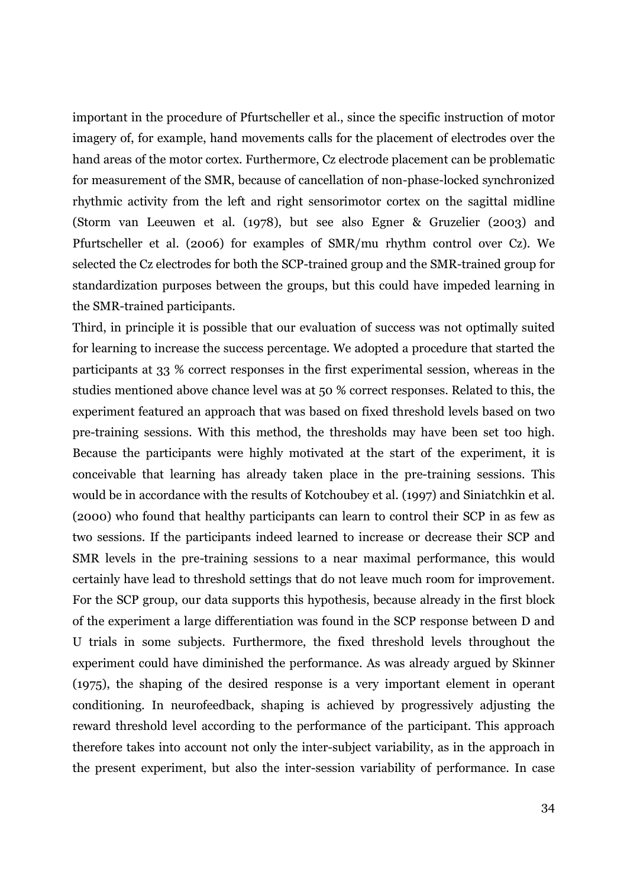important in the procedure of Pfurtscheller et al., since the specific instruction of motor imagery of, for example, hand movements calls for the placement of electrodes over the hand areas of the motor cortex. Furthermore, Cz electrode placement can be problematic for measurement of the SMR, because of cancellation of non-phase-locked synchronized rhythmic activity from the left and right sensorimotor cortex on the sagittal midline (Storm van Leeuwen et al. (1978), but see also Egner & Gruzelier (2003) and Pfurtscheller et al. (2006) for examples of SMR/mu rhythm control over Cz). We selected the Cz electrodes for both the SCP-trained group and the SMR-trained group for standardization purposes between the groups, but this could have impeded learning in the SMR-trained participants.

Third, in principle it is possible that our evaluation of success was not optimally suited for learning to increase the success percentage. We adopted a procedure that started the participants at 33 % correct responses in the first experimental session, whereas in the studies mentioned above chance level was at 50 % correct responses. Related to this, the experiment featured an approach that was based on fixed threshold levels based on two pre-training sessions. With this method, the thresholds may have been set too high. Because the participants were highly motivated at the start of the experiment, it is conceivable that learning has already taken place in the pre-training sessions. This would be in accordance with the results of Kotchoubey et al. (1997) and Siniatchkin et al. (2000) who found that healthy participants can learn to control their SCP in as few as two sessions. If the participants indeed learned to increase or decrease their SCP and SMR levels in the pre-training sessions to a near maximal performance, this would certainly have lead to threshold settings that do not leave much room for improvement. For the SCP group, our data supports this hypothesis, because already in the first block of the experiment a large differentiation was found in the SCP response between D and U trials in some subjects. Furthermore, the fixed threshold levels throughout the experiment could have diminished the performance. As was already argued by Skinner (1975), the shaping of the desired response is a very important element in operant conditioning. In neurofeedback, shaping is achieved by progressively adjusting the reward threshold level according to the performance of the participant. This approach therefore takes into account not only the inter-subject variability, as in the approach in the present experiment, but also the inter-session variability of performance. In case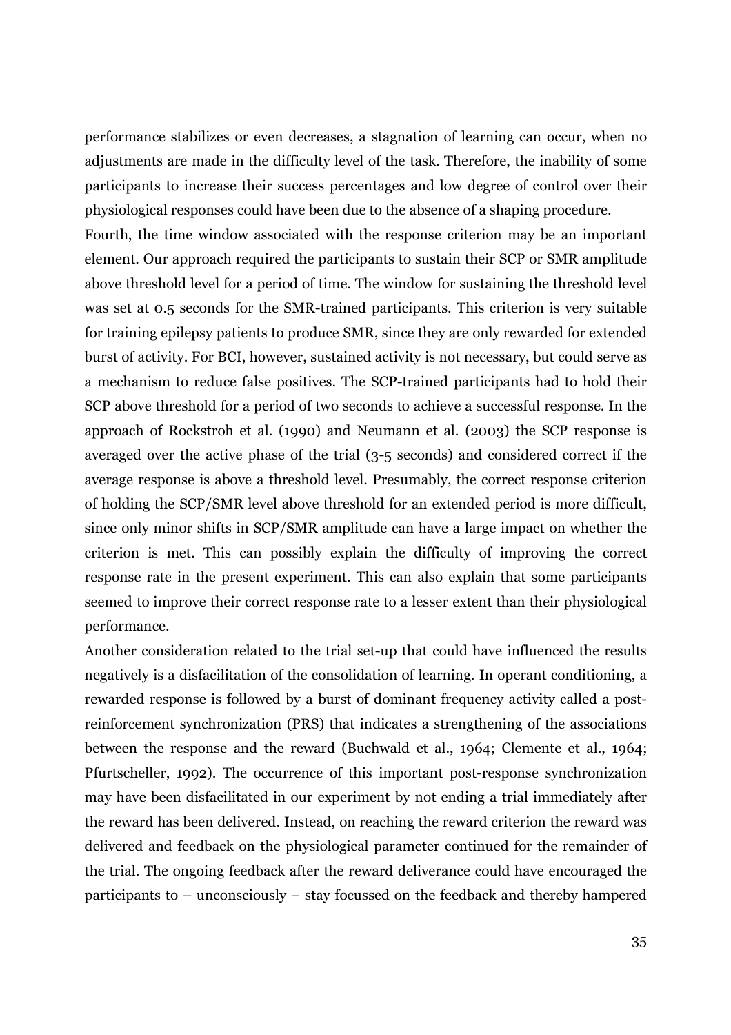performance stabilizes or even decreases, a stagnation of learning can occur, when no adjustments are made in the difficulty level of the task. Therefore, the inability of some participants to increase their success percentages and low degree of control over their physiological responses could have been due to the absence of a shaping procedure.

Fourth, the time window associated with the response criterion may be an important element. Our approach required the participants to sustain their SCP or SMR amplitude above threshold level for a period of time. The window for sustaining the threshold level was set at 0.5 seconds for the SMR-trained participants. This criterion is very suitable for training epilepsy patients to produce SMR, since they are only rewarded for extended burst of activity. For BCI, however, sustained activity is not necessary, but could serve as a mechanism to reduce false positives. The SCP-trained participants had to hold their SCP above threshold for a period of two seconds to achieve a successful response. In the approach of Rockstroh et al. (1990) and Neumann et al. (2003) the SCP response is averaged over the active phase of the trial (3-5 seconds) and considered correct if the average response is above a threshold level. Presumably, the correct response criterion of holding the SCP/SMR level above threshold for an extended period is more difficult, since only minor shifts in SCP/SMR amplitude can have a large impact on whether the criterion is met. This can possibly explain the difficulty of improving the correct response rate in the present experiment. This can also explain that some participants seemed to improve their correct response rate to a lesser extent than their physiological performance.

Another consideration related to the trial set-up that could have influenced the results negatively is a disfacilitation of the consolidation of learning. In operant conditioning, a rewarded response is followed by a burst of dominant frequency activity called a post-reinforcement synchronization (PRS) that indicates a strengthening of the associations between the response and the reward (Buchwald et al., 1964; Clemente et al., 1964; Pfurtscheller, 1992). The occurrence of this important post-response synchronization may have been disfacilitated in our experiment by not ending a trial immediately after the reward has been delivered. Instead, on reaching the reward criterion the reward was delivered and feedback on the physiological parameter continued for the remainder of the trial. The ongoing feedback after the reward deliverance could have encouraged the participants to – unconsciously – stay focussed on the feedback and thereby hampered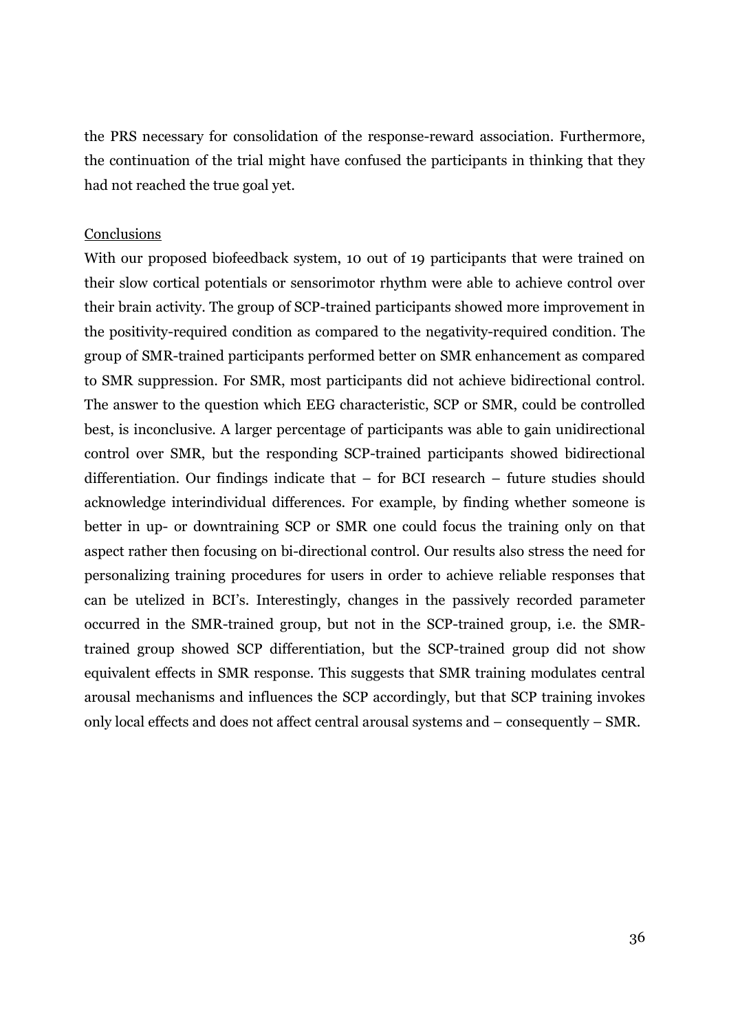the PRS necessary for consolidation of the response-reward association. Furthermore, the continuation of the trial might have confused the participants in thinking that they had not reached the true goal yet.

## Conclusions

With our proposed biofeedback system, 10 out of 19 participants that were trained on their slow cortical potentials or sensorimotor rhythm were able to achieve control over their brain activity. The group of SCP-trained participants showed more improvement in the positivity-required condition as compared to the negativity-required condition. The group of SMR-trained participants performed better on SMR enhancement as compared to SMR suppression. For SMR, most participants did not achieve bidirectional control. The answer to the question which EEG characteristic, SCP or SMR, could be controlled best, is inconclusive. A larger percentage of participants was able to gain unidirectional control over SMR, but the responding SCP-trained participants showed bidirectional differentiation. Our findings indicate that – for BCI research – future studies should acknowledge interindividual differences. For example, by finding whether someone is better in up- or downtraining SCP or SMR one could focus the training only on that aspect rather then focusing on bi-directional control. Our results also stress the need for personalizing training procedures for users in order to achieve reliable responses that can be utelized in BCI's. Interestingly, changes in the passively recorded parameter occurred in the SMR-trained group, but not in the SCP-trained group, i.e. the SMR-trained group showed SCP differentiation, but the SCP-trained group did not show equivalent effects in SMR response. This suggests that SMR training modulates central arousal mechanisms and influences the SCP accordingly, but that SCP training invokes only local effects and does not affect central arousal systems and – consequently – SMR.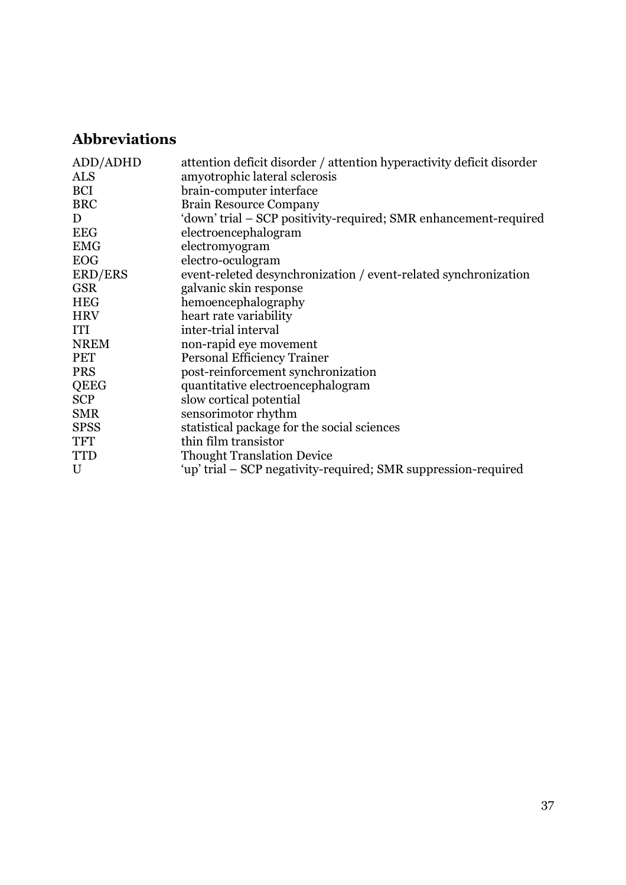## Abbreviations

| | |
|---|---|
| ADD/ADHD | attention deficit disorder / attention hyperactivity deficit disorder |
| ALS | amyotrophic lateral sclerosis |
| BCI | brain-computer interface |
| BRC | Brain Resource Company |
| D | 'down' trial – SCP positivity-required; SMR enhancement-required |
| EEG | electroencephalogram |
| EMG | electromyogram |
| EOG | electro-oculogram |
| ERD/ERS | event-releted desynchronization / event-related synchronization |
| GSR | galvanic skin response |
| HEG | hemoencephalography |
| HRV | heart rate variability |
| ITI | inter-trial interval |
| NREM | non-rapid eye movement |
| PET | Personal Efficiency Trainer |
| PRS | post-reinforcement synchronization |
| QEEG | quantitative electroencephalogram |
| SCP | slow cortical potential |
| SMR | sensorimotor rhythm |
| SPSS | statistical package for the social sciences |
| TFT | thin film transistor |
| TTD | Thought Translation Device |
| U | 'up' trial – SCP negativity-required; SMR suppression-required |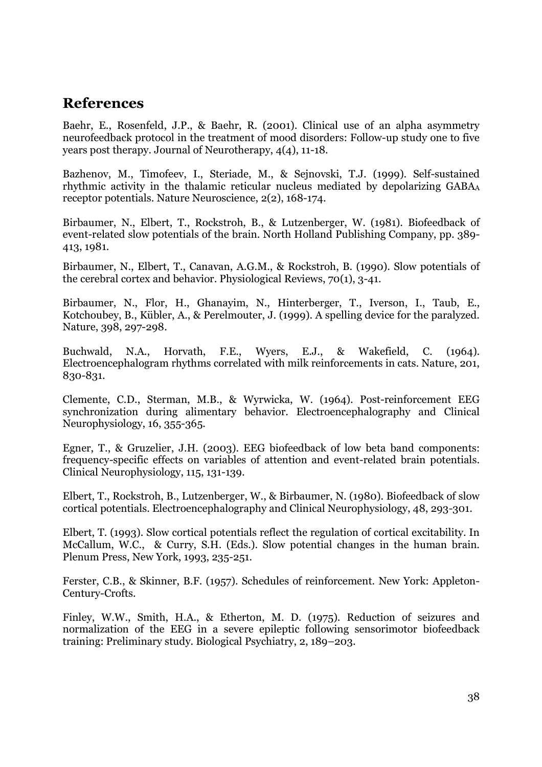## References

Baehr, E., Rosenfeld, J.P., & Baehr, R. (2001). Clinical use of an alpha asymmetry neurofeedback protocol in the treatment of mood disorders: Follow-up study one to five years post therapy. Journal of Neurotherapy, 4(4), 11-18.

Bazhenov, M., Timofeev, I., Steriade, M., & Sejnovski, T.J. (1999). Self-sustained rhythmic activity in the thalamic reticular nucleus mediated by depolarizing $GABA_A$ receptor potentials. Nature Neuroscience, 2(2), 168-174.

Birbaumer, N., Elbert, T., Rockstroh, B., & Lutzenberger, W. (1981). Biofeedback of event-related slow potentials of the brain. North Holland Publishing Company, pp. 389-413, 1981.

Birbaumer, N., Elbert, T., Canavan, A.G.M., & Rockstroh, B. (1990). Slow potentials of the cerebral cortex and behavior. Physiological Reviews, 70(1), 3-41.

Birbaumer, N., Flor, H., Ghanayim, N., Hinterberger, T., Iverson, I., Taub, E., Kotchoubey, B., Kübler, A., & Perelmouter, J. (1999). A spelling device for the paralyzed. Nature, 398, 297-298.

Buchwald, N.A., Horvath, F.E., Wyers, E.J., & Wakefield, C. (1964). Electroencephalogram rhythms correlated with milk reinforcements in cats. Nature, 201, 830-831.

Clemente, C.D., Sterman, M.B., & Wyrwicka, W. (1964). Post-reinforcement EEG synchronization during alimentary behavior. Electroencephalography and Clinical Neurophysiology, 16, 355-365.

Egner, T., & Gruzelier, J.H. (2003). EEG biofeedback of low beta band components: frequency-specific effects on variables of attention and event-related brain potentials. Clinical Neurophysiology, 115, 131-139.

Elbert, T., Rockstroh, B., Lutzenberger, W., & Birbaumer, N. (1980). Biofeedback of slow cortical potentials. Electroencephalography and Clinical Neurophysiology, 48, 293-301.

Elbert, T. (1993). Slow cortical potentials reflect the regulation of cortical excitability. In McCallum, W.C., & Curry, S.H. (Eds.). Slow potential changes in the human brain. Plenum Press, New York, 1993, 235-251.

Ferster, C.B., & Skinner, B.F. (1957). Schedules of reinforcement. New York: Appleton-Century-Crofts.

Finley, W.W., Smith, H.A., & Etherton, M. D. (1975). Reduction of seizures and normalization of the EEG in a severe epileptic following sensorimotor biofeedback training: Preliminary study. Biological Psychiatry, 2, 189–203.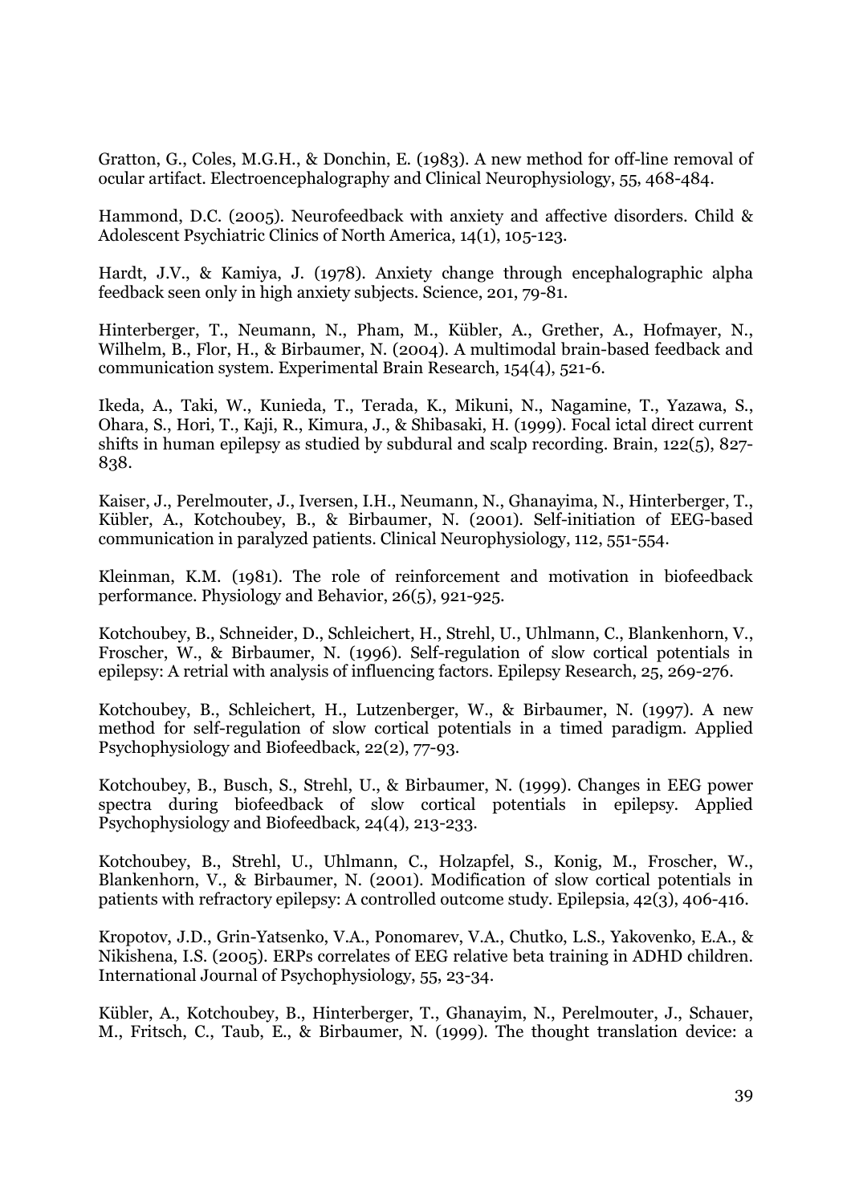Gratton, G., Coles, M.G.H., & Donchin, E. (1983). A new method for off-line removal of ocular artifact. Electroencephalography and Clinical Neurophysiology, 55, 468-484.

Hammond, D.C. (2005). Neurofeedback with anxiety and affective disorders. Child & Adolescent Psychiatric Clinics of North America, 14(1), 105-123.

Hardt, J.V., & Kamiya, J. (1978). Anxiety change through encephalographic alpha feedback seen only in high anxiety subjects. Science, 201, 79-81.

Hinterberger, T., Neumann, N., Pham, M., Kübler, A., Grether, A., Hofmayer, N., Wilhelm, B., Flor, H., & Birbaumer, N. (2004). A multimodal brain-based feedback and communication system. Experimental Brain Research, 154(4), 521-6.

Ikeda, A., Taki, W., Kunieda, T., Terada, K., Mikuni, N., Nagamine, T., Yazawa, S., Ohara, S., Hori, T., Kaji, R., Kimura, J., & Shibasaki, H. (1999). Focal ictal direct current shifts in human epilepsy as studied by subdural and scalp recording. Brain, 122(5), 827-838.

Kaiser, J., Perelmouter, J., Iversen, I.H., Neumann, N., Ghanayima, N., Hinterberger, T., Kübler, A., Kotchoubey, B., & Birbaumer, N. (2001). Self-initiation of EEG-based communication in paralyzed patients. Clinical Neurophysiology, 112, 551-554.

Kleinman, K.M. (1981). The role of reinforcement and motivation in biofeedback performance. Physiology and Behavior, 26(5), 921-925.

Kotchoubey, B., Schneider, D., Schleichert, H., Strehl, U., Uhlmann, C., Blankenhorn, V., Froscher, W., & Birbaumer, N. (1996). Self-regulation of slow cortical potentials in epilepsy: A retrial with analysis of influencing factors. Epilepsy Research, 25, 269-276.

Kotchoubey, B., Schleichert, H., Lutzenberger, W., & Birbaumer, N. (1997). A new method for self-regulation of slow cortical potentials in a timed paradigm. Applied Psychophysiology and Biofeedback, 22(2), 77-93.

Kotchoubey, B., Busch, S., Strehl, U., & Birbaumer, N. (1999). Changes in EEG power spectra during biofeedback of slow cortical potentials in epilepsy. Applied Psychophysiology and Biofeedback, 24(4), 213-233.

Kotchoubey, B., Strehl, U., Uhlmann, C., Holzapfel, S., Konig, M., Froscher, W., Blankenhorn, V., & Birbaumer, N. (2001). Modification of slow cortical potentials in patients with refractory epilepsy: A controlled outcome study. Epilepsia, 42(3), 406-416.

Kropotov, J.D., Grin-Yatsenko, V.A., Ponomarev, V.A., Chutko, L.S., Yakovenko, E.A., & Nikishena, I.S. (2005). ERPs correlates of EEG relative beta training in ADHD children. International Journal of Psychophysiology, 55, 23-34.

Kübler, A., Kotchoubey, B., Hinterberger, T., Ghanayim, N., Perelmouter, J., Schauer, M., Fritsch, C., Taub, E., & Birbaumer, N. (1999). The thought translation device: a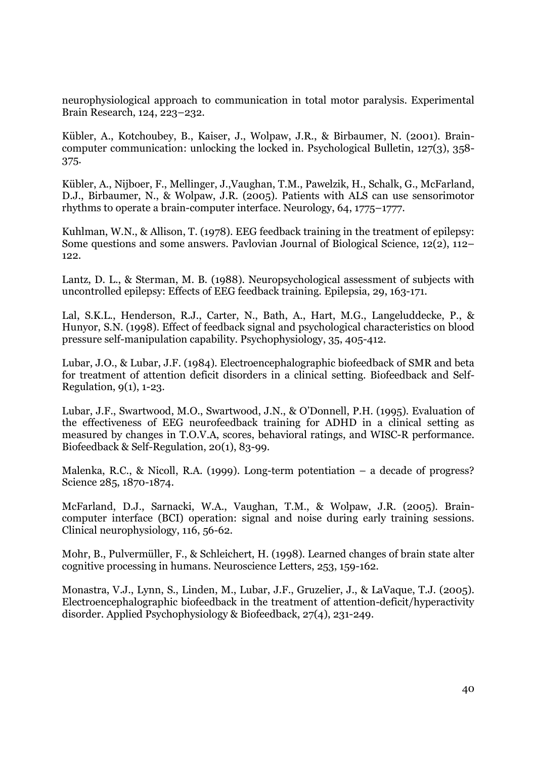neurophysiological approach to communication in total motor paralysis. Experimental Brain Research, 124, 223–232.

Kübler, A., Kotchoubey, B., Kaiser, J., Wolpaw, J.R., & Birbaumer, N. (2001). Brain-computer communication: unlocking the locked in. Psychological Bulletin, 127(3), 358-375.

Kübler, A., Nijboer, F., Mellinger, J.,Vaughan, T.M., Pawelzik, H., Schalk, G., McFarland, D.J., Birbaumer, N., & Wolpaw, J.R. (2005). Patients with ALS can use sensorimotor rhythms to operate a brain-computer interface. Neurology, 64, 1775–1777.

Kuhlman, W.N., & Allison, T. (1978). EEG feedback training in the treatment of epilepsy: Some questions and some answers. Pavlovian Journal of Biological Science, 12(2), 112–122.

Lantz, D. L., & Sterman, M. B. (1988). Neuropsychological assessment of subjects with uncontrolled epilepsy: Effects of EEG feedback training. Epilepsia, 29, 163-171.

Lal, S.K.L., Henderson, R.J., Carter, N., Bath, A., Hart, M.G., Langeluddecke, P., & Hunyor, S.N. (1998). Effect of feedback signal and psychological characteristics on blood pressure self-manipulation capability. Psychophysiology, 35, 405-412.

Lubar, J.O., & Lubar, J.F. (1984). Electroencephalographic biofeedback of SMR and beta for treatment of attention deficit disorders in a clinical setting. Biofeedback and Self-Regulation, 9(1), 1-23.

Lubar, J.F., Swartwood, M.O., Swartwood, J.N., & O'Donnell, P.H. (1995). Evaluation of the effectiveness of EEG neurofeedback training for ADHD in a clinical setting as measured by changes in T.O.V.A, scores, behavioral ratings, and WISC-R performance. Biofeedback & Self-Regulation, 20(1), 83-99.

Malenka, R.C., & Nicoll, R.A. (1999). Long-term potentiation – a decade of progress? Science 285, 1870-1874.

McFarland, D.J., Sarnacki, W.A., Vaughan, T.M., & Wolpaw, J.R. (2005). Brain-computer interface (BCI) operation: signal and noise during early training sessions. Clinical neurophysiology, 116, 56-62.

Mohr, B., Pulvermüller, F., & Schleichert, H. (1998). Learned changes of brain state alter cognitive processing in humans. Neuroscience Letters, 253, 159-162.

Monastra, V.J., Lynn, S., Linden, M., Lubar, J.F., Gruzelier, J., & LaVaque, T.J. (2005). Electroencephalographic biofeedback in the treatment of attention-deficit/hyperactivity disorder. Applied Psychophysiology & Biofeedback, 27(4), 231-249.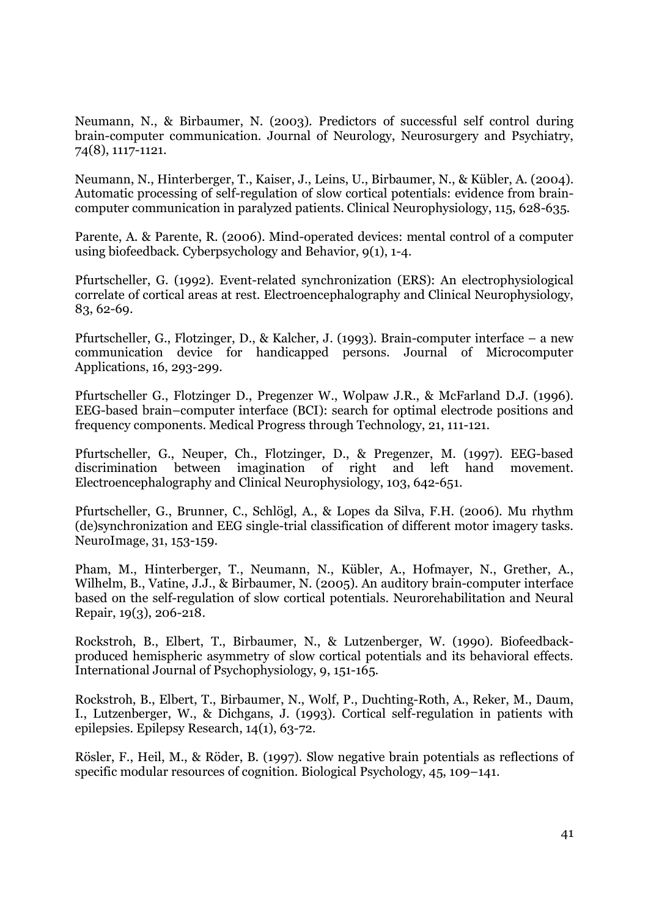Neumann, N., & Birbaumer, N. (2003). Predictors of successful self control during brain-computer communication. Journal of Neurology, Neurosurgery and Psychiatry, 74(8), 1117-1121.

Neumann, N., Hinterberger, T., Kaiser, J., Leins, U., Birbaumer, N., & Kübler, A. (2004). Automatic processing of self-regulation of slow cortical potentials: evidence from brain-computer communication in paralyzed patients. Clinical Neurophysiology, 115, 628-635.

Parente, A. & Parente, R. (2006). Mind-operated devices: mental control of a computer using biofeedback. Cyberpsychology and Behavior, 9(1), 1-4.

Pfurtscheller, G. (1992). Event-related synchronization (ERS): An electrophysiological correlate of cortical areas at rest. Electroencephalography and Clinical Neurophysiology, 83, 62-69.

Pfurtscheller, G., Flotzinger, D., & Kalcher, J. (1993). Brain-computer interface – a new communication device for handicapped persons. Journal of Microcomputer Applications, 16, 293-299.

Pfurtscheller G., Flotzinger D., Pregenzer W., Wolpaw J.R., & McFarland D.J. (1996). EEG-based brain–computer interface (BCI): search for optimal electrode positions and frequency components. Medical Progress through Technology, 21, 111-121.

Pfurtscheller, G., Neuper, Ch., Flotzinger, D., & Pregenzer, M. (1997). EEG-based discrimination between imagination of right and left hand movement. Electroencephalography and Clinical Neurophysiology, 103, 642-651.

Pfurtscheller, G., Brunner, C., Schlögl, A., & Lopes da Silva, F.H. (2006). Mu rhythm (de)synchronization and EEG single-trial classification of different motor imagery tasks. NeuroImage, 31, 153-159.

Pham, M., Hinterberger, T., Neumann, N., Kübler, A., Hofmayer, N., Grether, A., Wilhelm, B., Vatine, J.J., & Birbaumer, N. (2005). An auditory brain-computer interface based on the self-regulation of slow cortical potentials. Neurorehabilitation and Neural Repair, 19(3), 206-218.

Rockstroh, B., Elbert, T., Birbaumer, N., & Lutzenberger, W. (1990). Biofeedback-produced hemispheric asymmetry of slow cortical potentials and its behavioral effects. International Journal of Psychophysiology, 9, 151-165.

Rockstroh, B., Elbert, T., Birbaumer, N., Wolf, P., Duchting-Roth, A., Reker, M., Daum, I., Lutzenberger, W., & Dichgans, J. (1993). Cortical self-regulation in patients with epilepsies. Epilepsy Research, 14(1), 63-72.

Rösler, F., Heil, M., & Röder, B. (1997). Slow negative brain potentials as reflections of specific modular resources of cognition. Biological Psychology, 45, 109–141.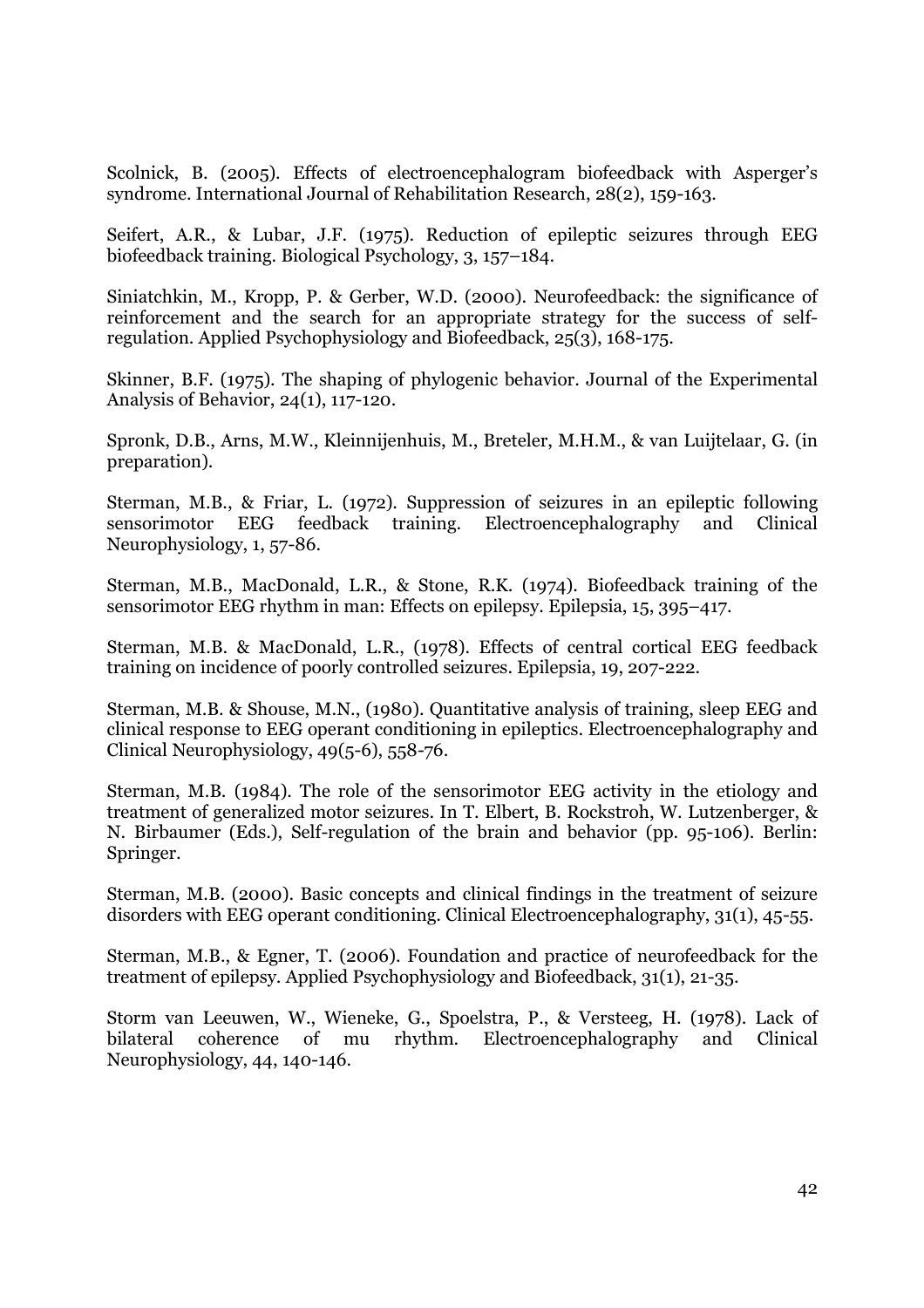Scolnick, B. (2005). Effects of electroencephalogram biofeedback with Asperger's syndrome. International Journal of Rehabilitation Research, 28(2), 159-163.

Seifert, A.R., & Lubar, J.F. (1975). Reduction of epileptic seizures through EEG biofeedback training. Biological Psychology, 3, 157–184.

Siniatchkin, M., Kropp, P. & Gerber, W.D. (2000). Neurofeedback: the significance of reinforcement and the search for an appropriate strategy for the success of self-regulation. Applied Psychophysiology and Biofeedback, 25(3), 168-175.

Skinner, B.F. (1975). The shaping of phylogenic behavior. Journal of the Experimental Analysis of Behavior, 24(1), 117-120.

Spronk, D.B., Arns, M.W., Kleinnijenhuis, M., Breteler, M.H.M., & van Luijtelaar, G. (in preparation).

Sterman, M.B., & Friar, L. (1972). Suppression of seizures in an epileptic following sensorimotor EEG feedback training. Electroencephalography and Clinical Neurophysiology, 1, 57-86.

Sterman, M.B., MacDonald, L.R., & Stone, R.K. (1974). Biofeedback training of the sensorimotor EEG rhythm in man: Effects on epilepsy. Epilepsia, 15, 395–417.

Sterman, M.B. & MacDonald, L.R., (1978). Effects of central cortical EEG feedback training on incidence of poorly controlled seizures. Epilepsia, 19, 207-222.

Sterman, M.B. & Shouse, M.N., (1980). Quantitative analysis of training, sleep EEG and clinical response to EEG operant conditioning in epileptics. Electroencephalography and Clinical Neurophysiology, 49(5-6), 558-76.

Sterman, M.B. (1984). The role of the sensorimotor EEG activity in the etiology and treatment of generalized motor seizures. In T. Elbert, B. Rockstroh, W. Lutzenberger, & N. Birbaumer (Eds.), Self-regulation of the brain and behavior (pp. 95-106). Berlin: Springer.

Sterman, M.B. (2000). Basic concepts and clinical findings in the treatment of seizure disorders with EEG operant conditioning. Clinical Electroencephalography, 31(1), 45-55.

Sterman, M.B., & Egner, T. (2006). Foundation and practice of neurofeedback for the treatment of epilepsy. Applied Psychophysiology and Biofeedback, 31(1), 21-35.

Storm van Leeuwen, W., Wieneke, G., Spoelstra, P., & Versteeg, H. (1978). Lack of bilateral coherence of mu rhythm. Electroencephalography and Clinical Neurophysiology, 44, 140-146.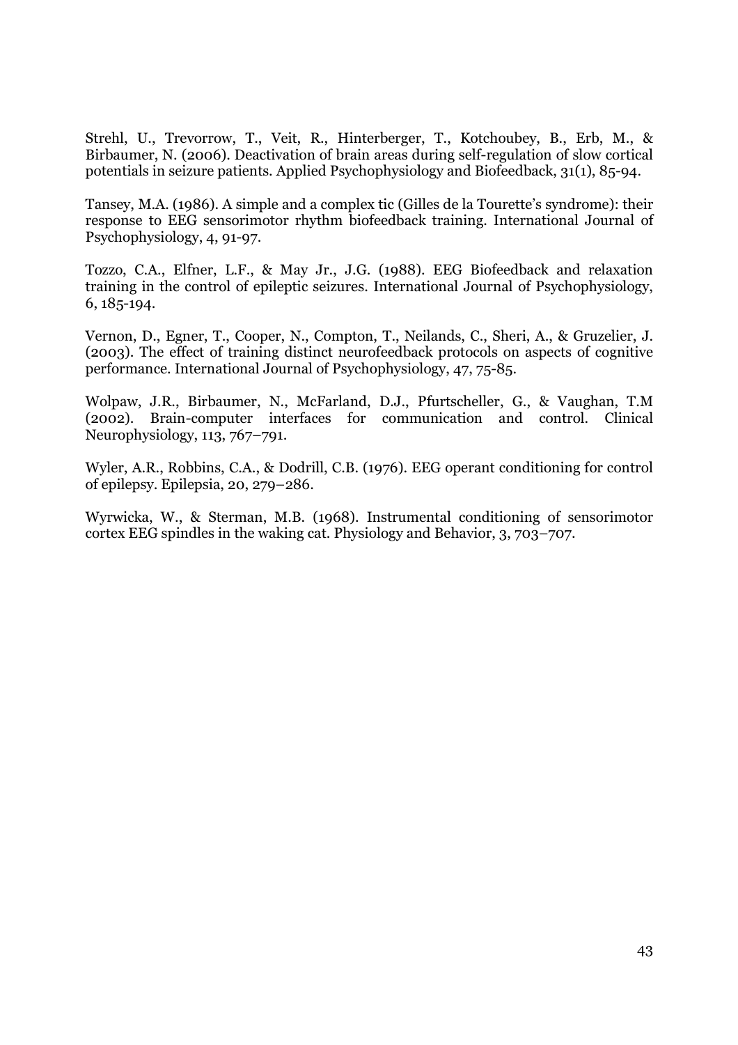Strehl, U., Trevorrow, T., Veit, R., Hinterberger, T., Kotchoubey, B., Erb, M., & Birbaumer, N. (2006). Deactivation of brain areas during self-regulation of slow cortical potentials in seizure patients. Applied Psychophysiology and Biofeedback, 31(1), 85-94.

Tansey, M.A. (1986). A simple and a complex tic (Gilles de la Tourette's syndrome): their response to EEG sensorimotor rhythm biofeedback training. International Journal of Psychophysiology, 4, 91-97.

Tozzo, C.A., Elfner, L.F., & May Jr., J.G. (1988). EEG Biofeedback and relaxation training in the control of epileptic seizures. International Journal of Psychophysiology, 6, 185-194.

Vernon, D., Egner, T., Cooper, N., Compton, T., Neilands, C., Sheri, A., & Gruzelier, J. (2003). The effect of training distinct neurofeedback protocols on aspects of cognitive performance. International Journal of Psychophysiology, 47, 75-85.

Wolpaw, J.R., Birbaumer, N., McFarland, D.J., Pfurtscheller, G., & Vaughan, T.M (2002). Brain-computer interfaces for communication and control. Clinical Neurophysiology, 113, 767–791.

Wyler, A.R., Robbins, C.A., & Dodrill, C.B. (1976). EEG operant conditioning for control of epilepsy. Epilepsia, 20, 279–286.

Wyrwicka, W., & Sterman, M.B. (1968). Instrumental conditioning of sensorimotor cortex EEG spindles in the waking cat. Physiology and Behavior, 3, 703–707.